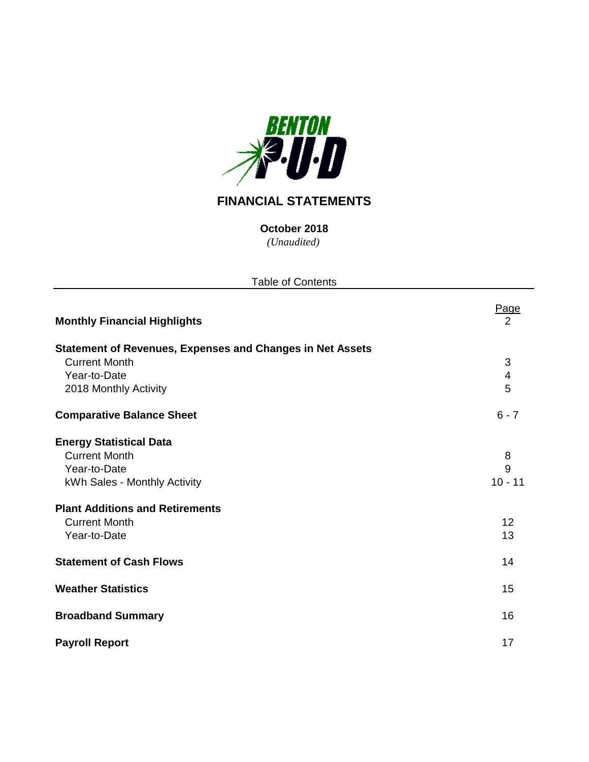# FINANCIAL STATEMENTS

**October 2018**

*(Unaudited)*

Table of Contents

| | Page |
|---|---|
| **Monthly Financial Highlights** | 2 |
| **Statement of Revenues, Expenses and Changes in Net Assets** | |
| Current Month | 3 |
| Year-to-Date | 4 |
| 2018 Monthly Activity | 5 |
| **Comparative Balance Sheet** | 6 - 7 |
| **Energy Statistical Data** | |
| Current Month | 8 |
| Year-to-Date | 9 |
| kWh Sales - Monthly Activity | 10 - 11 |
| **Plant Additions and Retirements** | |
| Current Month | 12 |
| Year-to-Date | 13 |
| **Statement of Cash Flows** | 14 |
| **Weather Statistics** | 15 |
| **Broadband Summary** | 16 |
| **Payroll Report** | 17 |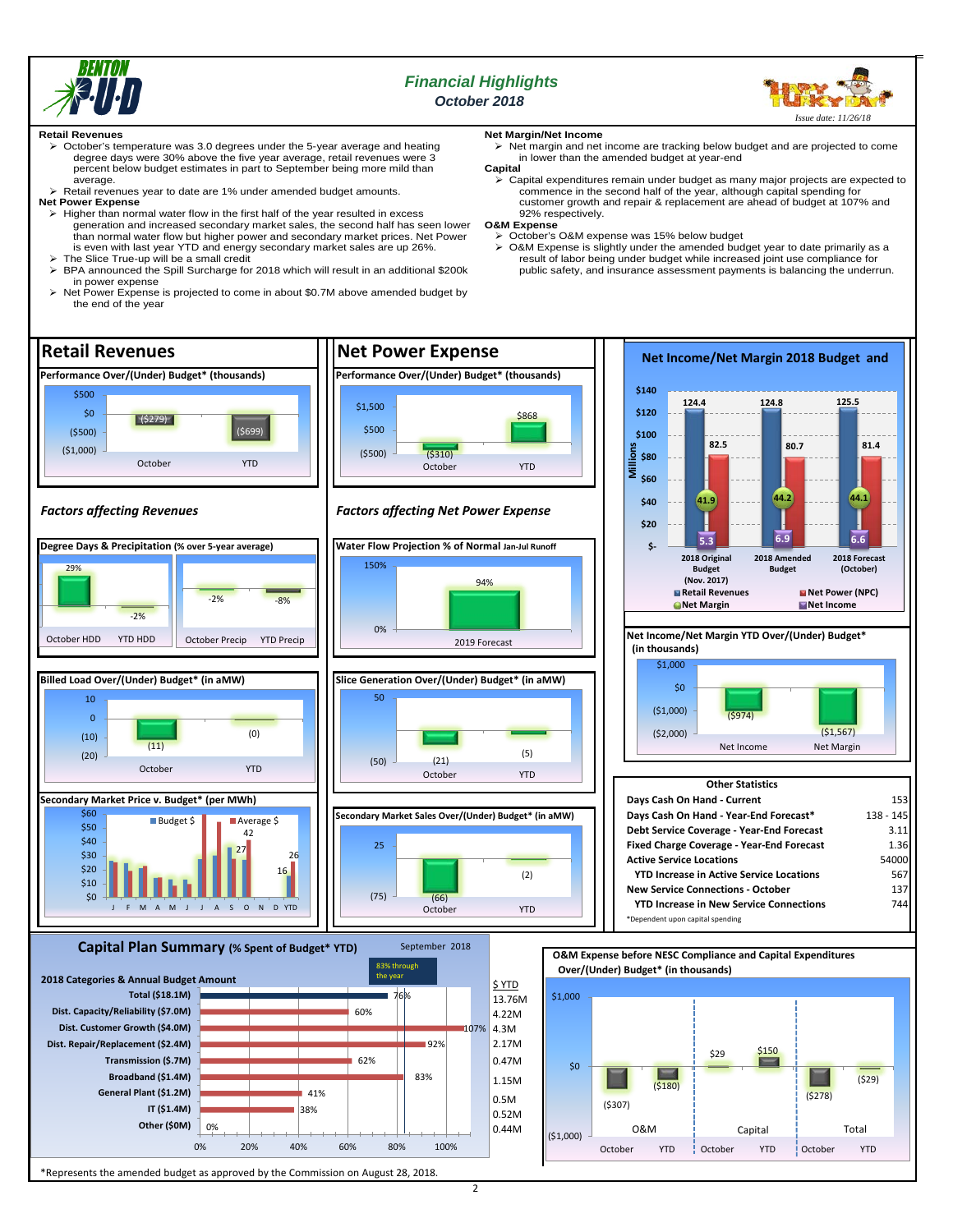# Financial Highlights

**October 2018**

*Issue date: 11/26/18*

**Retail Revenues**

- October's temperature was 3.0 degrees under the 5-year average and heating degree days were 30% above the five year average, retail revenues were 3 percent below budget estimates in part to September being more mild than average.
- Retail revenues year to date are 1% under amended budget amounts.

**Net Power Expense**

- Higher than normal water flow in the first half of the year resulted in excess generation and increased secondary market sales, the second half has seen lower than normal water flow but higher power and secondary market prices. Net Power is even with last year YTD and energy secondary market sales are up 26%.
- The Slice True-up will be a small credit
- BPA announced the Spill Surcharge for 2018 which will result in an additional $200k in power expense
- Net Power Expense is projected to come in about $0.7M above amended budget by the end of the year

**Net Margin/Net Income**

- Net margin and net income are tracking below budget and are projected to come in lower than the amended budget at year-end

**Capital**

- Capital expenditures remain under budget as many major projects are expected to commence in the second half of the year, although capital spending for customer growth and repair & replacement are ahead of budget at 107% and 92% respectively.

**O&M Expense**

- October's O&M expense was 15% below budget
- O&M Expense is slightly under the amended budget year to date primarily as a result of labor being under budget while increased joint use compliance for public safety, and insurance assessment payments is balancing the underrun.

## Retail Revenues

**Performance Over/(Under) Budget\* (thousands)**

| October | YTD |
|---|---|
| ($279) | ($699) |

### Factors affecting Revenues

**Degree Days & Precipitation (% over 5-year average)**

| October HDD | YTD HDD | October Precip | YTD Precip |
|---|---|---|---|
| 29% | -2% | -2% | -8% |

**Billed Load Over/(Under) Budget\* (in aMW)**

| October | YTD |
|---|---|
| (11) | (0) |

**Secondary Market Price v. Budget\* (per MWh)**

Budget $ / Average $ — months J F M A M J J A S O N D YTD; labeled values: 42, 27, 26, 16

## Net Power Expense

**Performance Over/(Under) Budget\* (thousands)**

| October | YTD |
|---|---|
| ($310) | $868 |

### Factors affecting Net Power Expense

**Water Flow Projection % of Normal Jan-Jul Runoff**

| 2019 Forecast |
|---|
| 94% |

**Slice Generation Over/(Under) Budget\* (in aMW)**

| October | YTD |
|---|---|
| (21) | (5) |

**Secondary Market Sales Over/(Under) Budget\* (in aMW)**

| October | YTD |
|---|---|
| (66) | (2) |

## Net Income/Net Margin 2018 Budget and

(Millions)

| | 2018 Original Budget (Nov. 2017) | 2018 Amended Budget | 2018 Forecast (October) |
|---|---|---|---|
| Retail Revenues | 124.4 | 124.8 | 125.5 |
| Net Power (NPC) | 82.5 | 80.7 | 81.4 |
| Net Margin | 41.9 | 44.2 | 44.1 |
| Net Income | 5.3 | 6.9 | 6.6 |

**Net Income/Net Margin YTD Over/(Under) Budget\* (in thousands)**

| Net Income | Net Margin |
|---|---|
| ($974) | ($1,567) |

**Other Statistics**

| | |
|---|---|
| Days Cash On Hand - Current | 153 |
| Days Cash On Hand - Year-End Forecast\* | 138 - 145 |
| Debt Service Coverage - Year-End Forecast | 3.11 |
| Fixed Charge Coverage - Year-End Forecast | 1.36 |
| Active Service Locations | 54000 |
| YTD Increase in Active Service Locations | 567 |
| New Service Connections - October | 137 |
| YTD Increase in New Service Connections | 744 |

\*Dependent upon capital spending

## Capital Plan Summary (% Spent of Budget\* YTD)

September 2018 — 83% through the year

| 2018 Categories & Annual Budget Amount | % Spent | $ YTD |
|---|---|---|
| Total ($18.1M) | 76% | 13.76M |
| Dist. Capacity/Reliability ($7.0M) | 60% | 4.22M |
| Dist. Customer Growth ($4.0M) | 107% | 4.3M |
| Dist. Repair/Replacement ($2.4M) | 92% | 2.17M |
| Transmission ($.7M) | 62% | 0.47M |
| Broadband ($1.4M) | 83% | 1.15M |
| General Plant ($1.2M) | 41% | 0.5M |
| IT ($1.4M) | 38% | 0.52M |
| Other ($0M) | 0% | 0.44M |

**O&M Expense before NESC Compliance and Capital Expenditures Over/(Under) Budget\* (in thousands)**

| | October | YTD |
|---|---|---|
| O&M | ($307) | ($180) |
| Capital | $29 | $150 |
| Total | ($278) | ($29) |

\*Represents the amended budget as approved by the Commission on August 28, 2018.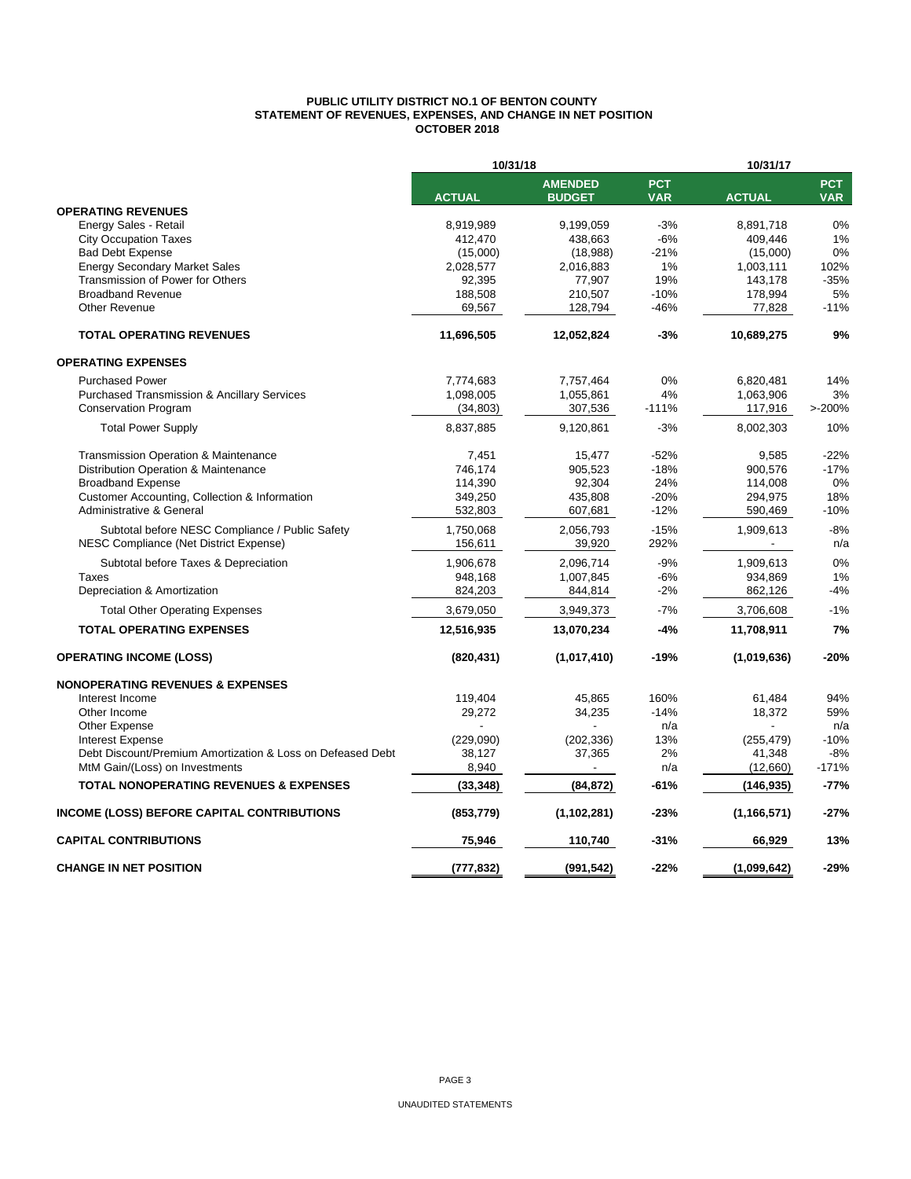# PUBLIC UTILITY DISTRICT NO.1 OF BENTON COUNTY
## STATEMENT OF REVENUES, EXPENSES, AND CHANGE IN NET POSITION
### OCTOBER 2018

| | 10/31/18 | | | 10/31/17 | |
|---|---|---|---|---|---|
| | **ACTUAL** | **AMENDED BUDGET** | **PCT VAR** | **ACTUAL** | **PCT VAR** |
| **OPERATING REVENUES** | | | | | |
| Energy Sales - Retail | 8,919,989 | 9,199,059 | -3% | 8,891,718 | 0% |
| City Occupation Taxes | 412,470 | 438,663 | -6% | 409,446 | 1% |
| Bad Debt Expense | (15,000) | (18,988) | -21% | (15,000) | 0% |
| Energy Secondary Market Sales | 2,028,577 | 2,016,883 | 1% | 1,003,111 | 102% |
| Transmission of Power for Others | 92,395 | 77,907 | 19% | 143,178 | -35% |
| Broadband Revenue | 188,508 | 210,507 | -10% | 178,994 | 5% |
| Other Revenue | 69,567 | 128,794 | -46% | 77,828 | -11% |
| **TOTAL OPERATING REVENUES** | **11,696,505** | **12,052,824** | **-3%** | **10,689,275** | **9%** |
| **OPERATING EXPENSES** | | | | | |
| Purchased Power | 7,774,683 | 7,757,464 | 0% | 6,820,481 | 14% |
| Purchased Transmission & Ancillary Services | 1,098,005 | 1,055,861 | 4% | 1,063,906 | 3% |
| Conservation Program | (34,803) | 307,536 | -111% | 117,916 | >-200% |
| Total Power Supply | 8,837,885 | 9,120,861 | -3% | 8,002,303 | 10% |
| Transmission Operation & Maintenance | 7,451 | 15,477 | -52% | 9,585 | -22% |
| Distribution Operation & Maintenance | 746,174 | 905,523 | -18% | 900,576 | -17% |
| Broadband Expense | 114,390 | 92,304 | 24% | 114,008 | 0% |
| Customer Accounting, Collection & Information | 349,250 | 435,808 | -20% | 294,975 | 18% |
| Administrative & General | 532,803 | 607,681 | -12% | 590,469 | -10% |
| Subtotal before NESC Compliance / Public Safety | 1,750,068 | 2,056,793 | -15% | 1,909,613 | -8% |
| NESC Compliance (Net District Expense) | 156,611 | 39,920 | 292% | - | n/a |
| Subtotal before Taxes & Depreciation | 1,906,678 | 2,096,714 | -9% | 1,909,613 | 0% |
| Taxes | 948,168 | 1,007,845 | -6% | 934,869 | 1% |
| Depreciation & Amortization | 824,203 | 844,814 | -2% | 862,126 | -4% |
| Total Other Operating Expenses | 3,679,050 | 3,949,373 | -7% | 3,706,608 | -1% |
| **TOTAL OPERATING EXPENSES** | **12,516,935** | **13,070,234** | **-4%** | **11,708,911** | **7%** |
| **OPERATING INCOME (LOSS)** | **(820,431)** | **(1,017,410)** | **-19%** | **(1,019,636)** | **-20%** |
| **NONOPERATING REVENUES & EXPENSES** | | | | | |
| Interest Income | 119,404 | 45,865 | 160% | 61,484 | 94% |
| Other Income | 29,272 | 34,235 | -14% | 18,372 | 59% |
| Other Expense | - | - | n/a | - | n/a |
| Interest Expense | (229,090) | (202,336) | 13% | (255,479) | -10% |
| Debt Discount/Premium Amortization & Loss on Defeased Debt | 38,127 | 37,365 | 2% | 41,348 | -8% |
| MtM Gain/(Loss) on Investments | 8,940 | - | n/a | (12,660) | -171% |
| **TOTAL NONOPERATING REVENUES & EXPENSES** | **(33,348)** | **(84,872)** | **-61%** | **(146,935)** | **-77%** |
| **INCOME (LOSS) BEFORE CAPITAL CONTRIBUTIONS** | **(853,779)** | **(1,102,281)** | **-23%** | **(1,166,571)** | **-27%** |
| **CAPITAL CONTRIBUTIONS** | **75,946** | **110,740** | **-31%** | **66,929** | **13%** |
| **CHANGE IN NET POSITION** | **(777,832)** | **(991,542)** | **-22%** | **(1,099,642)** | **-29%** |

UNAUDITED STATEMENTS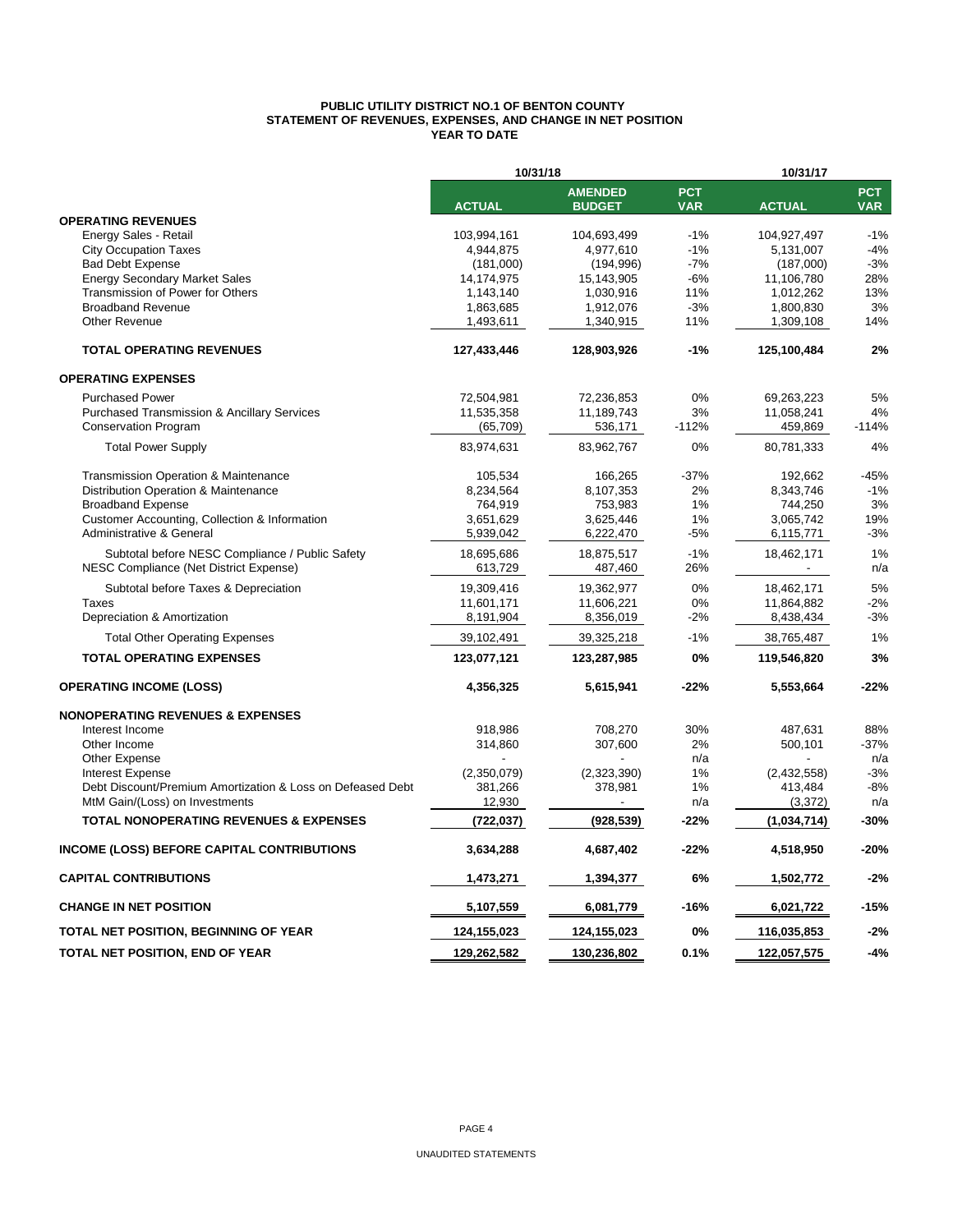**PUBLIC UTILITY DISTRICT NO.1 OF BENTON COUNTY**
**STATEMENT OF REVENUES, EXPENSES, AND CHANGE IN NET POSITION**
**YEAR TO DATE**

| | 10/31/18 | | | 10/31/17 | |
|---|---|---|---|---|---|
| | **ACTUAL** | **AMENDED BUDGET** | **PCT VAR** | **ACTUAL** | **PCT VAR** |
| **OPERATING REVENUES** | | | | | |
| Energy Sales - Retail | 103,994,161 | 104,693,499 | -1% | 104,927,497 | -1% |
| City Occupation Taxes | 4,944,875 | 4,977,610 | -1% | 5,131,007 | -4% |
| Bad Debt Expense | (181,000) | (194,996) | -7% | (187,000) | -3% |
| Energy Secondary Market Sales | 14,174,975 | 15,143,905 | -6% | 11,106,780 | 28% |
| Transmission of Power for Others | 1,143,140 | 1,030,916 | 11% | 1,012,262 | 13% |
| Broadband Revenue | 1,863,685 | 1,912,076 | -3% | 1,800,830 | 3% |
| Other Revenue | 1,493,611 | 1,340,915 | 11% | 1,309,108 | 14% |
| **TOTAL OPERATING REVENUES** | **127,433,446** | **128,903,926** | **-1%** | **125,100,484** | **2%** |
| **OPERATING EXPENSES** | | | | | |
| Purchased Power | 72,504,981 | 72,236,853 | 0% | 69,263,223 | 5% |
| Purchased Transmission & Ancillary Services | 11,535,358 | 11,189,743 | 3% | 11,058,241 | 4% |
| Conservation Program | (65,709) | 536,171 | -112% | 459,869 | -114% |
| Total Power Supply | 83,974,631 | 83,962,767 | 0% | 80,781,333 | 4% |
| Transmission Operation & Maintenance | 105,534 | 166,265 | -37% | 192,662 | -45% |
| Distribution Operation & Maintenance | 8,234,564 | 8,107,353 | 2% | 8,343,746 | -1% |
| Broadband Expense | 764,919 | 753,983 | 1% | 744,250 | 3% |
| Customer Accounting, Collection & Information | 3,651,629 | 3,625,446 | 1% | 3,065,742 | 19% |
| Administrative & General | 5,939,042 | 6,222,470 | -5% | 6,115,771 | -3% |
| Subtotal before NESC Compliance / Public Safety | 18,695,686 | 18,875,517 | -1% | 18,462,171 | 1% |
| NESC Compliance (Net District Expense) | 613,729 | 487,460 | 26% | - | n/a |
| Subtotal before Taxes & Depreciation | 19,309,416 | 19,362,977 | 0% | 18,462,171 | 5% |
| Taxes | 11,601,171 | 11,606,221 | 0% | 11,864,882 | -2% |
| Depreciation & Amortization | 8,191,904 | 8,356,019 | -2% | 8,438,434 | -3% |
| Total Other Operating Expenses | 39,102,491 | 39,325,218 | -1% | 38,765,487 | 1% |
| **TOTAL OPERATING EXPENSES** | **123,077,121** | **123,287,985** | **0%** | **119,546,820** | **3%** |
| **OPERATING INCOME (LOSS)** | **4,356,325** | **5,615,941** | **-22%** | **5,553,664** | **-22%** |
| **NONOPERATING REVENUES & EXPENSES** | | | | | |
| Interest Income | 918,986 | 708,270 | 30% | 487,631 | 88% |
| Other Income | 314,860 | 307,600 | 2% | 500,101 | -37% |
| Other Expense | - | - | n/a | - | n/a |
| Interest Expense | (2,350,079) | (2,323,390) | 1% | (2,432,558) | -3% |
| Debt Discount/Premium Amortization & Loss on Defeased Debt | 381,266 | 378,981 | 1% | 413,484 | -8% |
| MtM Gain/(Loss) on Investments | 12,930 | - | n/a | (3,372) | n/a |
| **TOTAL NONOPERATING REVENUES & EXPENSES** | **(722,037)** | **(928,539)** | **-22%** | **(1,034,714)** | **-30%** |
| **INCOME (LOSS) BEFORE CAPITAL CONTRIBUTIONS** | **3,634,288** | **4,687,402** | **-22%** | **4,518,950** | **-20%** |
| **CAPITAL CONTRIBUTIONS** | **1,473,271** | **1,394,377** | **6%** | **1,502,772** | **-2%** |
| **CHANGE IN NET POSITION** | **5,107,559** | **6,081,779** | **-16%** | **6,021,722** | **-15%** |
| **TOTAL NET POSITION, BEGINNING OF YEAR** | **124,155,023** | **124,155,023** | **0%** | **116,035,853** | **-2%** |
| **TOTAL NET POSITION, END OF YEAR** | **129,262,582** | **130,236,802** | **0.1%** | **122,057,575** | **-4%** |

UNAUDITED STATEMENTS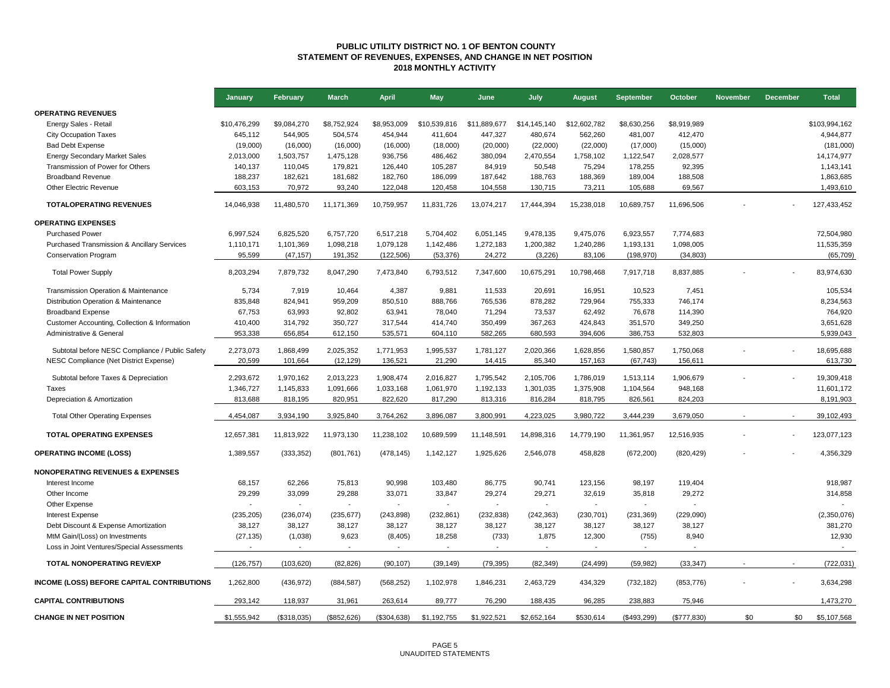# PUBLIC UTILITY DISTRICT NO. 1 OF BENTON COUNTY
## STATEMENT OF REVENUES, EXPENSES, AND CHANGE IN NET POSITION
### 2018 MONTHLY ACTIVITY

| | January | February | March | April | May | June | July | August | September | October | November | December | Total |
|---|---|---|---|---|---|---|---|---|---|---|---|---|---|
| **OPERATING REVENUES** | | | | | | | | | | | | | |
| Energy Sales - Retail | $10,476,299 | $9,084,270 | $8,752,924 | $8,953,009 | $10,539,816 | $11,889,677 | $14,145,140 | $12,602,782 | $8,630,256 | $8,919,989 | | | $103,994,162 |
| City Occupation Taxes | 645,112 | 544,905 | 504,574 | 454,944 | 411,604 | 447,327 | 480,674 | 562,260 | 481,007 | 412,470 | | | 4,944,877 |
| Bad Debt Expense | (19,000) | (16,000) | (16,000) | (16,000) | (18,000) | (20,000) | (22,000) | (22,000) | (17,000) | (15,000) | | | (181,000) |
| Energy Secondary Market Sales | 2,013,000 | 1,503,757 | 1,475,128 | 936,756 | 486,462 | 380,094 | 2,470,554 | 1,758,102 | 1,122,547 | 2,028,577 | | | 14,174,977 |
| Transmission of Power for Others | 140,137 | 110,045 | 179,821 | 126,440 | 105,287 | 84,919 | 50,548 | 75,294 | 178,255 | 92,395 | | | 1,143,141 |
| Broadband Revenue | 188,237 | 182,621 | 181,682 | 182,760 | 186,099 | 187,642 | 188,763 | 188,369 | 189,004 | 188,508 | | | 1,863,685 |
| Other Electric Revenue | 603,153 | 70,972 | 93,240 | 122,048 | 120,458 | 104,558 | 130,715 | 73,211 | 105,688 | 69,567 | | | 1,493,610 |
| **TOTALOPERATING REVENUES** | 14,046,938 | 11,480,570 | 11,171,369 | 10,759,957 | 11,831,726 | 13,074,217 | 17,444,394 | 15,238,018 | 10,689,757 | 11,696,506 | - | - | 127,433,452 |
| **OPERATING EXPENSES** | | | | | | | | | | | | | |
| Purchased Power | 6,997,524 | 6,825,520 | 6,757,720 | 6,517,218 | 5,704,402 | 6,051,145 | 9,478,135 | 9,475,076 | 6,923,557 | 7,774,683 | | | 72,504,980 |
| Purchased Transmission & Ancillary Services | 1,110,171 | 1,101,369 | 1,098,218 | 1,079,128 | 1,142,486 | 1,272,183 | 1,200,382 | 1,240,286 | 1,193,131 | 1,098,005 | | | 11,535,359 |
| Conservation Program | 95,599 | (47,157) | 191,352 | (122,506) | (53,376) | 24,272 | (3,226) | 83,106 | (198,970) | (34,803) | | | (65,709) |
| Total Power Supply | 8,203,294 | 7,879,732 | 8,047,290 | 7,473,840 | 6,793,512 | 7,347,600 | 10,675,291 | 10,798,468 | 7,917,718 | 8,837,885 | - | - | 83,974,630 |
| Transmission Operation & Maintenance | 5,734 | 7,919 | 10,464 | 4,387 | 9,881 | 11,533 | 20,691 | 16,951 | 10,523 | 7,451 | | | 105,534 |
| Distribution Operation & Maintenance | 835,848 | 824,941 | 959,209 | 850,510 | 888,766 | 765,536 | 878,282 | 729,964 | 755,333 | 746,174 | | | 8,234,563 |
| Broadband Expense | 67,753 | 63,993 | 92,802 | 63,941 | 78,040 | 71,294 | 73,537 | 62,492 | 76,678 | 114,390 | | | 764,920 |
| Customer Accounting, Collection & Information | 410,400 | 314,792 | 350,727 | 317,544 | 414,740 | 350,499 | 367,263 | 424,843 | 351,570 | 349,250 | | | 3,651,628 |
| Administrative & General | 953,338 | 656,854 | 612,150 | 535,571 | 604,110 | 582,265 | 680,593 | 394,606 | 386,753 | 532,803 | | | 5,939,043 |
| Subtotal before NESC Compliance / Public Safety | 2,273,073 | 1,868,499 | 2,025,352 | 1,771,953 | 1,995,537 | 1,781,127 | 2,020,366 | 1,628,856 | 1,580,857 | 1,750,068 | - | - | 18,695,688 |
| NESC Compliance (Net District Expense) | 20,599 | 101,664 | (12,129) | 136,521 | 21,290 | 14,415 | 85,340 | 157,163 | (67,743) | 156,611 | | | 613,730 |
| Subtotal before Taxes & Depreciation | 2,293,672 | 1,970,162 | 2,013,223 | 1,908,474 | 2,016,827 | 1,795,542 | 2,105,706 | 1,786,019 | 1,513,114 | 1,906,679 | - | - | 19,309,418 |
| Taxes | 1,346,727 | 1,145,833 | 1,091,666 | 1,033,168 | 1,061,970 | 1,192,133 | 1,301,035 | 1,375,908 | 1,104,564 | 948,168 | | | 11,601,172 |
| Depreciation & Amortization | 813,688 | 818,195 | 820,951 | 822,620 | 817,290 | 813,316 | 816,284 | 818,795 | 826,561 | 824,203 | | | 8,191,903 |
| Total Other Operating Expenses | 4,454,087 | 3,934,190 | 3,925,840 | 3,764,262 | 3,896,087 | 3,800,991 | 4,223,025 | 3,980,722 | 3,444,239 | 3,679,050 | - | - | 39,102,493 |
| **TOTAL OPERATING EXPENSES** | 12,657,381 | 11,813,922 | 11,973,130 | 11,238,102 | 10,689,599 | 11,148,591 | 14,898,316 | 14,779,190 | 11,361,957 | 12,516,935 | - | - | 123,077,123 |
| **OPERATING INCOME (LOSS)** | 1,389,557 | (333,352) | (801,761) | (478,145) | 1,142,127 | 1,925,626 | 2,546,078 | 458,828 | (672,200) | (820,429) | - | - | 4,356,329 |
| **NONOPERATING REVENUES & EXPENSES** | | | | | | | | | | | | | |
| Interest Income | 68,157 | 62,266 | 75,813 | 90,998 | 103,480 | 86,775 | 90,741 | 123,156 | 98,197 | 119,404 | | | 918,987 |
| Other Income | 29,299 | 33,099 | 29,288 | 33,071 | 33,847 | 29,274 | 29,271 | 32,619 | 35,818 | 29,272 | | | 314,858 |
| Other Expense | - | - | - | - | - | - | - | - | - | - | | | - |
| Interest Expense | (235,205) | (236,074) | (235,677) | (243,898) | (232,861) | (232,838) | (242,363) | (230,701) | (231,369) | (229,090) | | | (2,350,076) |
| Debt Discount & Expense Amortization | 38,127 | 38,127 | 38,127 | 38,127 | 38,127 | 38,127 | 38,127 | 38,127 | 38,127 | 38,127 | | | 381,270 |
| MtM Gain/(Loss) on Investments | (27,135) | (1,038) | 9,623 | (8,405) | 18,258 | (733) | 1,875 | 12,300 | (755) | 8,940 | | | 12,930 |
| Loss in Joint Ventures/Special Assessments | - | - | - | - | - | - | - | - | - | - | | | - |
| **TOTAL NONOPERATING REV/EXP** | (126,757) | (103,620) | (82,826) | (90,107) | (39,149) | (79,395) | (82,349) | (24,499) | (59,982) | (33,347) | - | - | (722,031) |
| **INCOME (LOSS) BEFORE CAPITAL CONTRIBUTIONS** | 1,262,800 | (436,972) | (884,587) | (568,252) | 1,102,978 | 1,846,231 | 2,463,729 | 434,329 | (732,182) | (853,776) | - | - | 3,634,298 |
| **CAPITAL CONTRIBUTIONS** | 293,142 | 118,937 | 31,961 | 263,614 | 89,777 | 76,290 | 188,435 | 96,285 | 238,883 | 75,946 | | | 1,473,270 |
| **CHANGE IN NET POSITION** | $1,555,942 | ($318,035) | ($852,626) | ($304,638) | $1,192,755 | $1,922,521 | $2,652,164 | $530,614 | ($493,299) | ($777,830) | $0 | $0 | $5,107,568 |

UNAUDITED STATEMENTS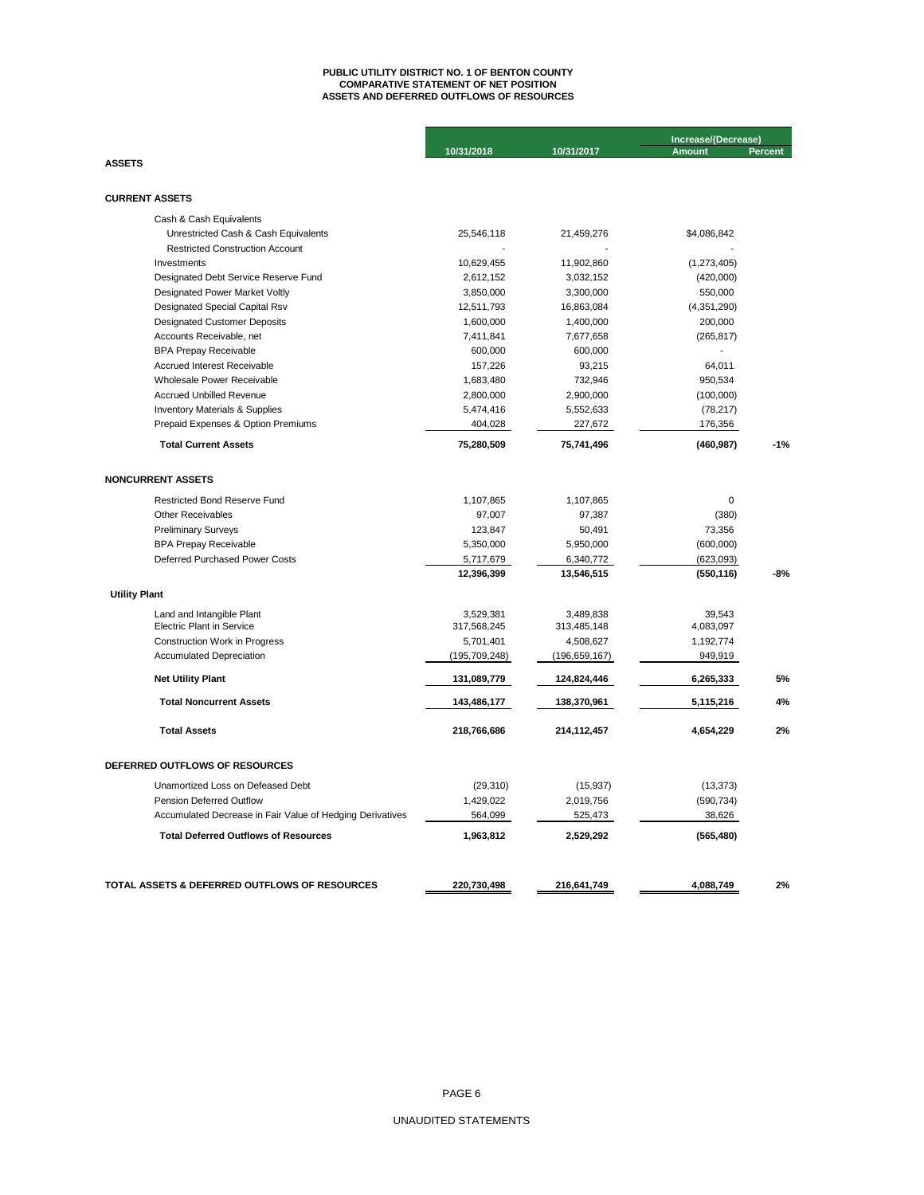# PUBLIC UTILITY DISTRICT NO. 1 OF BENTON COUNTY
## COMPARATIVE STATEMENT OF NET POSITION
## ASSETS AND DEFERRED OUTFLOWS OF RESOURCES

| | 10/31/2018 | 10/31/2017 | Increase/(Decrease) Amount | Percent |
|---|---|---|---|---|
| **ASSETS** | | | | |
| **CURRENT ASSETS** | | | | |
| Cash & Cash Equivalents | | | | |
| Unrestricted Cash & Cash Equivalents | 25,546,118 | 21,459,276 | $4,086,842 | |
| Restricted Construction Account | - | - | - | |
| Investments | 10,629,455 | 11,902,860 | (1,273,405) | |
| Designated Debt Service Reserve Fund | 2,612,152 | 3,032,152 | (420,000) | |
| Designated Power Market Voltly | 3,850,000 | 3,300,000 | 550,000 | |
| Designated Special Capital Rsv | 12,511,793 | 16,863,084 | (4,351,290) | |
| Designated Customer Deposits | 1,600,000 | 1,400,000 | 200,000 | |
| Accounts Receivable, net | 7,411,841 | 7,677,658 | (265,817) | |
| BPA Prepay Receivable | 600,000 | 600,000 | - | |
| Accrued Interest Receivable | 157,226 | 93,215 | 64,011 | |
| Wholesale Power Receivable | 1,683,480 | 732,946 | 950,534 | |
| Accrued Unbilled Revenue | 2,800,000 | 2,900,000 | (100,000) | |
| Inventory Materials & Supplies | 5,474,416 | 5,552,633 | (78,217) | |
| Prepaid Expenses & Option Premiums | 404,028 | 227,672 | 176,356 | |
| **Total Current Assets** | **75,280,509** | **75,741,496** | **(460,987)** | **-1%** |
| **NONCURRENT ASSETS** | | | | |
| Restricted Bond Reserve Fund | 1,107,865 | 1,107,865 | 0 | |
| Other Receivables | 97,007 | 97,387 | (380) | |
| Preliminary Surveys | 123,847 | 50,491 | 73,356 | |
| BPA Prepay Receivable | 5,350,000 | 5,950,000 | (600,000) | |
| Deferred Purchased Power Costs | 5,717,679 | 6,340,772 | (623,093) | |
| | **12,396,399** | **13,546,515** | **(550,116)** | **-8%** |
| **Utility Plant** | | | | |
| Land and Intangible Plant | 3,529,381 | 3,489,838 | 39,543 | |
| Electric Plant in Service | 317,568,245 | 313,485,148 | 4,083,097 | |
| Construction Work in Progress | 5,701,401 | 4,508,627 | 1,192,774 | |
| Accumulated Depreciation | (195,709,248) | (196,659,167) | 949,919 | |
| **Net Utility Plant** | **131,089,779** | **124,824,446** | **6,265,333** | **5%** |
| **Total Noncurrent Assets** | **143,486,177** | **138,370,961** | **5,115,216** | **4%** |
| **Total Assets** | **218,766,686** | **214,112,457** | **4,654,229** | **2%** |
| **DEFERRED OUTFLOWS OF RESOURCES** | | | | |
| Unamortized Loss on Defeased Debt | (29,310) | (15,937) | (13,373) | |
| Pension Deferred Outflow | 1,429,022 | 2,019,756 | (590,734) | |
| Accumulated Decrease in Fair Value of Hedging Derivatives | 564,099 | 525,473 | 38,626 | |
| **Total Deferred Outflows of Resources** | **1,963,812** | **2,529,292** | **(565,480)** | |
| **TOTAL ASSETS & DEFERRED OUTFLOWS OF RESOURCES** | **220,730,498** | **216,641,749** | **4,088,749** | **2%** |

UNAUDITED STATEMENTS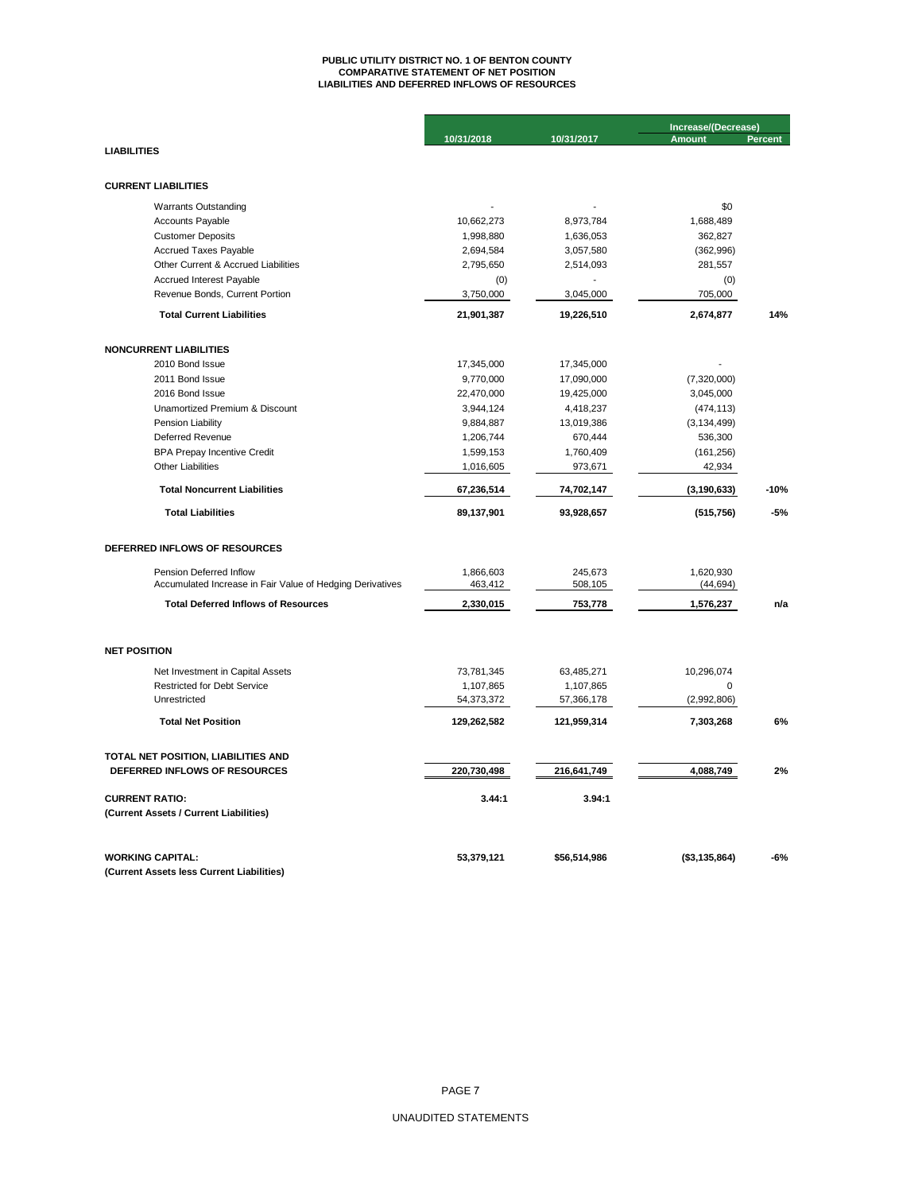# PUBLIC UTILITY DISTRICT NO. 1 OF BENTON COUNTY
## COMPARATIVE STATEMENT OF NET POSITION
## LIABILITIES AND DEFERRED INFLOWS OF RESOURCES

| | 10/31/2018 | 10/31/2017 | Increase/(Decrease) Amount | Percent |
|---|---|---|---|---|
| **LIABILITIES** | | | | |
| **CURRENT LIABILITIES** | | | | |
| Warrants Outstanding | - | - | $0 | |
| Accounts Payable | 10,662,273 | 8,973,784 | 1,688,489 | |
| Customer Deposits | 1,998,880 | 1,636,053 | 362,827 | |
| Accrued Taxes Payable | 2,694,584 | 3,057,580 | (362,996) | |
| Other Current & Accrued Liabilities | 2,795,650 | 2,514,093 | 281,557 | |
| Accrued Interest Payable | (0) | - | (0) | |
| Revenue Bonds, Current Portion | 3,750,000 | 3,045,000 | 705,000 | |
| **Total Current Liabilities** | **21,901,387** | **19,226,510** | **2,674,877** | **14%** |
| **NONCURRENT LIABILITIES** | | | | |
| 2010 Bond Issue | 17,345,000 | 17,345,000 | - | |
| 2011 Bond Issue | 9,770,000 | 17,090,000 | (7,320,000) | |
| 2016 Bond Issue | 22,470,000 | 19,425,000 | 3,045,000 | |
| Unamortized Premium & Discount | 3,944,124 | 4,418,237 | (474,113) | |
| Pension Liability | 9,884,887 | 13,019,386 | (3,134,499) | |
| Deferred Revenue | 1,206,744 | 670,444 | 536,300 | |
| BPA Prepay Incentive Credit | 1,599,153 | 1,760,409 | (161,256) | |
| Other Liabilities | 1,016,605 | 973,671 | 42,934 | |
| **Total Noncurrent Liabilities** | **67,236,514** | **74,702,147** | **(3,190,633)** | **-10%** |
| **Total Liabilities** | **89,137,901** | **93,928,657** | **(515,756)** | **-5%** |
| **DEFERRED INFLOWS OF RESOURCES** | | | | |
| Pension Deferred Inflow | 1,866,603 | 245,673 | 1,620,930 | |
| Accumulated Increase in Fair Value of Hedging Derivatives | 463,412 | 508,105 | (44,694) | |
| **Total Deferred Inflows of Resources** | **2,330,015** | **753,778** | **1,576,237** | **n/a** |
| **NET POSITION** | | | | |
| Net Investment in Capital Assets | 73,781,345 | 63,485,271 | 10,296,074 | |
| Restricted for Debt Service | 1,107,865 | 1,107,865 | 0 | |
| Unrestricted | 54,373,372 | 57,366,178 | (2,992,806) | |
| **Total Net Position** | **129,262,582** | **121,959,314** | **7,303,268** | **6%** |
| **TOTAL NET POSITION, LIABILITIES AND DEFERRED INFLOWS OF RESOURCES** | **220,730,498** | **216,641,749** | **4,088,749** | **2%** |
| **CURRENT RATIO:** (Current Assets / Current Liabilities) | **3.44:1** | **3.94:1** | | |
| **WORKING CAPITAL:** (Current Assets less Current Liabilities) | **53,379,121** | **$56,514,986** | **($3,135,864)** | **-6%** |

UNAUDITED STATEMENTS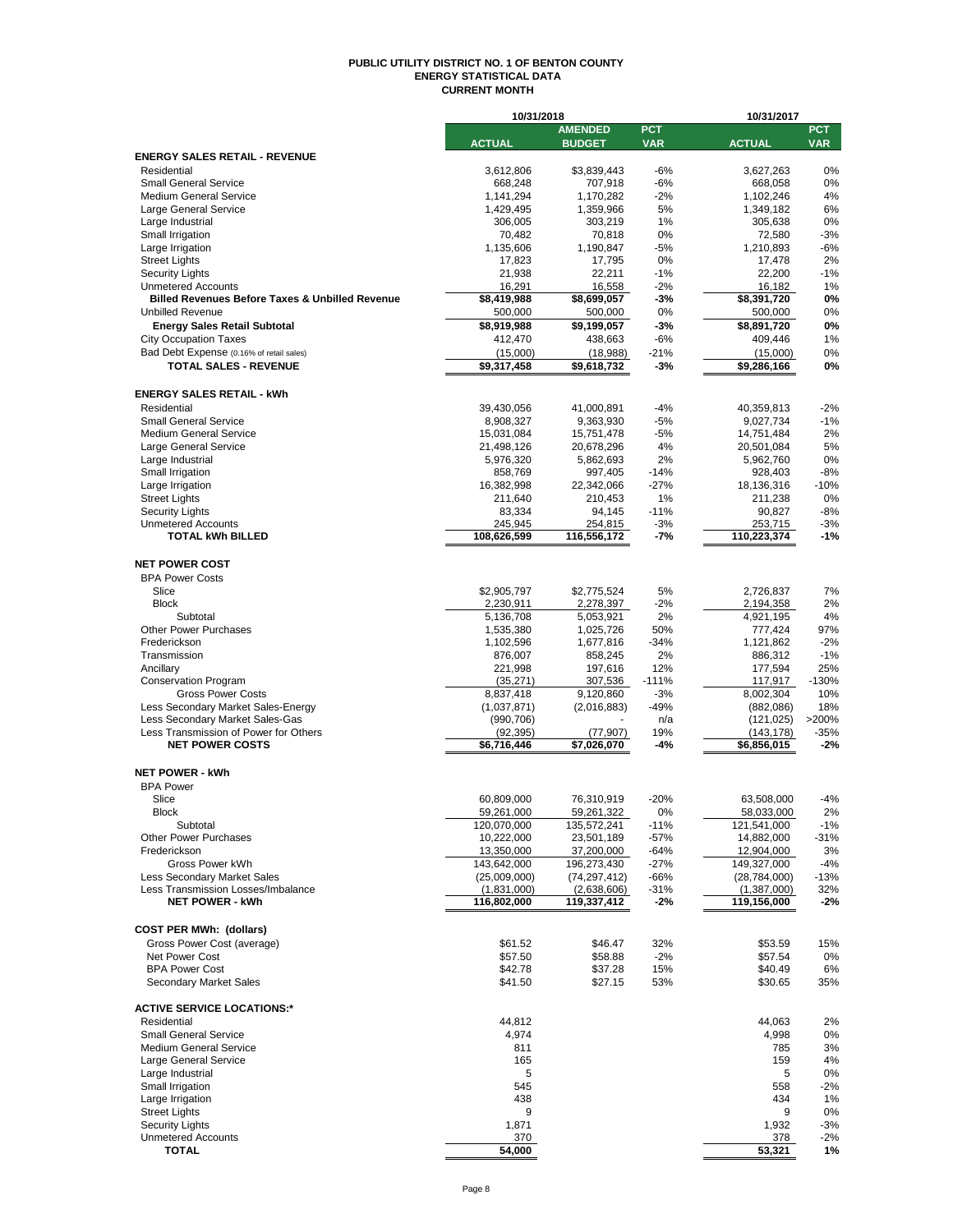# PUBLIC UTILITY DISTRICT NO. 1 OF BENTON COUNTY
## ENERGY STATISTICAL DATA
### CURRENT MONTH

| | 10/31/2018 | | | 10/31/2017 | |
|---|---|---|---|---|---|
| | **ACTUAL** | **AMENDED BUDGET** | **PCT VAR** | **ACTUAL** | **PCT VAR** |
| **ENERGY SALES RETAIL - REVENUE** | | | | | |
| Residential | 3,612,806 | $3,839,443 | -6% | 3,627,263 | 0% |
| Small General Service | 668,248 | 707,918 | -6% | 668,058 | 0% |
| Medium General Service | 1,141,294 | 1,170,282 | -2% | 1,102,246 | 4% |
| Large General Service | 1,429,495 | 1,359,966 | 5% | 1,349,182 | 6% |
| Large Industrial | 306,005 | 303,219 | 1% | 305,638 | 0% |
| Small Irrigation | 70,482 | 70,818 | 0% | 72,580 | -3% |
| Large Irrigation | 1,135,606 | 1,190,847 | -5% | 1,210,893 | -6% |
| Street Lights | 17,823 | 17,795 | 0% | 17,478 | 2% |
| Security Lights | 21,938 | 22,211 | -1% | 22,200 | -1% |
| Unmetered Accounts | 16,291 | 16,558 | -2% | 16,182 | 1% |
| **Billed Revenues Before Taxes & Unbilled Revenue** | **$8,419,988** | **$8,699,057** | **-3%** | **$8,391,720** | **0%** |
| Unbilled Revenue | 500,000 | 500,000 | 0% | 500,000 | 0% |
| **Energy Sales Retail Subtotal** | **$8,919,988** | **$9,199,057** | **-3%** | **$8,891,720** | **0%** |
| City Occupation Taxes | 412,470 | 438,663 | -6% | 409,446 | 1% |
| Bad Debt Expense (0.16% of retail sales) | (15,000) | (18,988) | -21% | (15,000) | 0% |
| **TOTAL SALES - REVENUE** | **$9,317,458** | **$9,618,732** | **-3%** | **$9,286,166** | **0%** |
| | | | | | |
| **ENERGY SALES RETAIL - kWh** | | | | | |
| Residential | 39,430,056 | 41,000,891 | -4% | 40,359,813 | -2% |
| Small General Service | 8,908,327 | 9,363,930 | -5% | 9,027,734 | -1% |
| Medium General Service | 15,031,084 | 15,751,478 | -5% | 14,751,484 | 2% |
| Large General Service | 21,498,126 | 20,678,296 | 4% | 20,501,084 | 5% |
| Large Industrial | 5,976,320 | 5,862,693 | 2% | 5,962,760 | 0% |
| Small Irrigation | 858,769 | 997,405 | -14% | 928,403 | -8% |
| Large Irrigation | 16,382,998 | 22,342,066 | -27% | 18,136,316 | -10% |
| Street Lights | 211,640 | 210,453 | 1% | 211,238 | 0% |
| Security Lights | 83,334 | 94,145 | -11% | 90,827 | -8% |
| Unmetered Accounts | 245,945 | 254,815 | -3% | 253,715 | -3% |
| **TOTAL kWh BILLED** | **108,626,599** | **116,556,172** | **-7%** | **110,223,374** | **-1%** |
| | | | | | |
| **NET POWER COST** | | | | | |
| BPA Power Costs | | | | | |
| Slice | $2,905,797 | $2,775,524 | 5% | 2,726,837 | 7% |
| Block | 2,230,911 | 2,278,397 | -2% | 2,194,358 | 2% |
| Subtotal | 5,136,708 | 5,053,921 | 2% | 4,921,195 | 4% |
| Other Power Purchases | 1,535,380 | 1,025,726 | 50% | 777,424 | 97% |
| Frederickson | 1,102,596 | 1,677,816 | -34% | 1,121,862 | -2% |
| Transmission | 876,007 | 858,245 | 2% | 886,312 | -1% |
| Ancillary | 221,998 | 197,616 | 12% | 177,594 | 25% |
| Conservation Program | (35,271) | 307,536 | -111% | 117,917 | -130% |
| Gross Power Costs | 8,837,418 | 9,120,860 | -3% | 8,002,304 | 10% |
| Less Secondary Market Sales-Energy | (1,037,871) | (2,016,883) | -49% | (882,086) | 18% |
| Less Secondary Market Sales-Gas | (990,706) | - | n/a | (121,025) | >200% |
| Less Transmission of Power for Others | (92,395) | (77,907) | 19% | (143,178) | -35% |
| **NET POWER COSTS** | **$6,716,446** | **$7,026,070** | **-4%** | **$6,856,015** | **-2%** |
| | | | | | |
| **NET POWER - kWh** | | | | | |
| BPA Power | | | | | |
| Slice | 60,809,000 | 76,310,919 | -20% | 63,508,000 | -4% |
| Block | 59,261,000 | 59,261,322 | 0% | 58,033,000 | 2% |
| Subtotal | 120,070,000 | 135,572,241 | -11% | 121,541,000 | -1% |
| Other Power Purchases | 10,222,000 | 23,501,189 | -57% | 14,882,000 | -31% |
| Frederickson | 13,350,000 | 37,200,000 | -64% | 12,904,000 | 3% |
| Gross Power kWh | 143,642,000 | 196,273,430 | -27% | 149,327,000 | -4% |
| Less Secondary Market Sales | (25,009,000) | (74,297,412) | -66% | (28,784,000) | -13% |
| Less Transmission Losses/Imbalance | (1,831,000) | (2,638,606) | -31% | (1,387,000) | 32% |
| **NET POWER - kWh** | **116,802,000** | **119,337,412** | **-2%** | **119,156,000** | **-2%** |
| | | | | | |
| **COST PER MWh: (dollars)** | | | | | |
| Gross Power Cost (average) | $61.52 | $46.47 | 32% | $53.59 | 15% |
| Net Power Cost | $57.50 | $58.88 | -2% | $57.54 | 0% |
| BPA Power Cost | $42.78 | $37.28 | 15% | $40.49 | 6% |
| Secondary Market Sales | $41.50 | $27.15 | 53% | $30.65 | 35% |
| | | | | | |
| **ACTIVE SERVICE LOCATIONS:*** | | | | | |
| Residential | 44,812 | | | 44,063 | 2% |
| Small General Service | 4,974 | | | 4,998 | 0% |
| Medium General Service | 811 | | | 785 | 3% |
| Large General Service | 165 | | | 159 | 4% |
| Large Industrial | 5 | | | 5 | 0% |
| Small Irrigation | 545 | | | 558 | -2% |
| Large Irrigation | 438 | | | 434 | 1% |
| Street Lights | 9 | | | 9 | 0% |
| Security Lights | 1,871 | | | 1,932 | -3% |
| Unmetered Accounts | 370 | | | 378 | -2% |
| **TOTAL** | **54,000** | | | **53,321** | **1%** |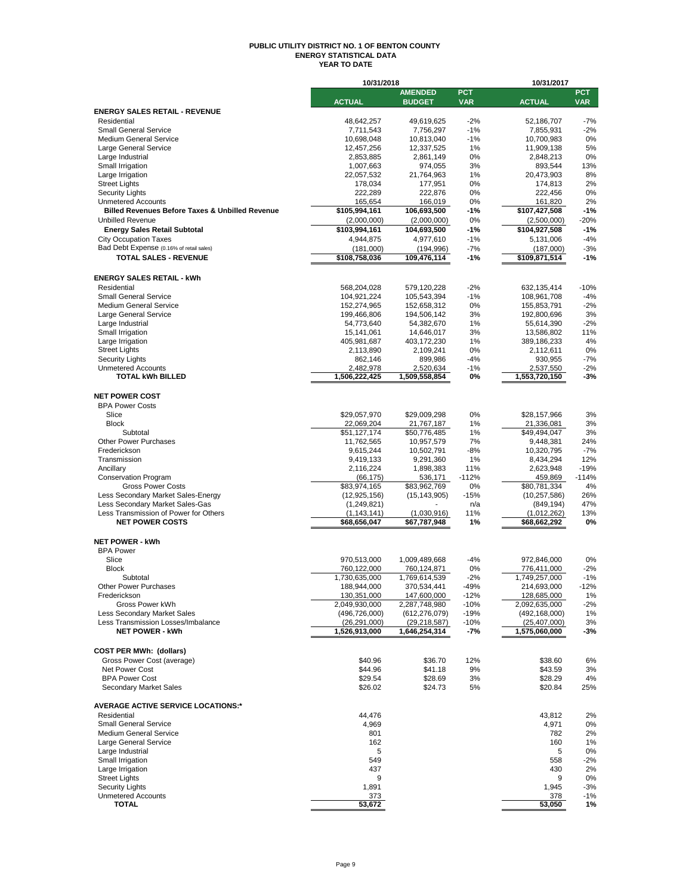# PUBLIC UTILITY DISTRICT NO. 1 OF BENTON COUNTY
## ENERGY STATISTICAL DATA
### YEAR TO DATE

| | 10/31/2018 | | | 10/31/2017 | |
|---|---|---|---|---|---|
| | ACTUAL | AMENDED BUDGET | PCT VAR | ACTUAL | PCT VAR |
| **ENERGY SALES RETAIL - REVENUE** | | | | | |
| Residential | 48,642,257 | 49,619,625 | -2% | 52,186,707 | -7% |
| Small General Service | 7,711,543 | 7,756,297 | -1% | 7,855,931 | -2% |
| Medium General Service | 10,698,048 | 10,813,040 | -1% | 10,700,983 | 0% |
| Large General Service | 12,457,256 | 12,337,525 | 1% | 11,909,138 | 5% |
| Large Industrial | 2,853,885 | 2,861,149 | 0% | 2,848,213 | 0% |
| Small Irrigation | 1,007,663 | 974,055 | 3% | 893,544 | 13% |
| Large Irrigation | 22,057,532 | 21,764,963 | 1% | 20,473,903 | 8% |
| Street Lights | 178,034 | 177,951 | 0% | 174,813 | 2% |
| Security Lights | 222,289 | 222,876 | 0% | 222,456 | 0% |
| Unmetered Accounts | 165,654 | 166,019 | 0% | 161,820 | 2% |
| **Billed Revenues Before Taxes & Unbilled Revenue** | **\$105,994,161** | **106,693,500** | **-1%** | **\$107,427,508** | **-1%** |
| Unbilled Revenue | (2,000,000) | (2,000,000) | 0% | (2,500,000) | -20% |
| **Energy Sales Retail Subtotal** | **\$103,994,161** | **104,693,500** | **-1%** | **\$104,927,508** | **-1%** |
| City Occupation Taxes | 4,944,875 | 4,977,610 | -1% | 5,131,006 | -4% |
| Bad Debt Expense (0.16% of retail sales) | (181,000) | (194,996) | -7% | (187,000) | -3% |
| **TOTAL SALES - REVENUE** | **\$108,758,036** | **109,476,114** | **-1%** | **\$109,871,514** | **-1%** |
| | | | | | |
| **ENERGY SALES RETAIL - kWh** | | | | | |
| Residential | 568,204,028 | 579,120,228 | -2% | 632,135,414 | -10% |
| Small General Service | 104,921,224 | 105,543,394 | -1% | 108,961,708 | -4% |
| Medium General Service | 152,274,965 | 152,658,312 | 0% | 155,853,791 | -2% |
| Large General Service | 199,466,806 | 194,506,142 | 3% | 192,800,696 | 3% |
| Large Industrial | 54,773,640 | 54,382,670 | 1% | 55,614,390 | -2% |
| Small Irrigation | 15,141,061 | 14,646,017 | 3% | 13,586,802 | 11% |
| Large Irrigation | 405,981,687 | 403,172,230 | 1% | 389,186,233 | 4% |
| Street Lights | 2,113,890 | 2,109,241 | 0% | 2,112,611 | 0% |
| Security Lights | 862,146 | 899,986 | -4% | 930,955 | -7% |
| Unmetered Accounts | 2,482,978 | 2,520,634 | -1% | 2,537,550 | -2% |
| **TOTAL kWh BILLED** | **1,506,222,425** | **1,509,558,854** | **0%** | **1,553,720,150** | **-3%** |
| | | | | | |
| **NET POWER COST** | | | | | |
| BPA Power Costs | | | | | |
| Slice | \$29,057,970 | \$29,009,298 | 0% | \$28,157,966 | 3% |
| Block | 22,069,204 | 21,767,187 | 1% | 21,336,081 | 3% |
| Subtotal | \$51,127,174 | \$50,776,485 | 1% | \$49,494,047 | 3% |
| Other Power Purchases | 11,762,565 | 10,957,579 | 7% | 9,448,381 | 24% |
| Frederickson | 9,615,244 | 10,502,791 | -8% | 10,320,795 | -7% |
| Transmission | 9,419,133 | 9,291,360 | 1% | 8,434,294 | 12% |
| Ancillary | 2,116,224 | 1,898,383 | 11% | 2,623,948 | -19% |
| Conservation Program | (66,175) | 536,171 | -112% | 459,869 | -114% |
| Gross Power Costs | \$83,974,165 | \$83,962,769 | 0% | \$80,781,334 | 4% |
| Less Secondary Market Sales-Energy | (12,925,156) | (15,143,905) | -15% | (10,257,586) | 26% |
| Less Secondary Market Sales-Gas | (1,249,821) | - | n/a | (849,194) | 47% |
| Less Transmission of Power for Others | (1,143,141) | (1,030,916) | 11% | (1,012,262) | 13% |
| **NET POWER COSTS** | **\$68,656,047** | **\$67,787,948** | **1%** | **\$68,662,292** | **0%** |
| | | | | | |
| **NET POWER - kWh** | | | | | |
| BPA Power | | | | | |
| Slice | 970,513,000 | 1,009,489,668 | -4% | 972,846,000 | 0% |
| Block | 760,122,000 | 760,124,871 | 0% | 776,411,000 | -2% |
| Subtotal | 1,730,635,000 | 1,769,614,539 | -2% | 1,749,257,000 | -1% |
| Other Power Purchases | 188,944,000 | 370,534,441 | -49% | 214,693,000 | -12% |
| Frederickson | 130,351,000 | 147,600,000 | -12% | 128,685,000 | 1% |
| Gross Power kWh | 2,049,930,000 | 2,287,748,980 | -10% | 2,092,635,000 | -2% |
| Less Secondary Market Sales | (496,726,000) | (612,276,079) | -19% | (492,168,000) | 1% |
| Less Transmission Losses/Imbalance | (26,291,000) | (29,218,587) | -10% | (25,407,000) | 3% |
| **NET POWER - kWh** | **1,526,913,000** | **1,646,254,314** | **-7%** | **1,575,060,000** | **-3%** |
| | | | | | |
| **COST PER MWh: (dollars)** | | | | | |
| Gross Power Cost (average) | \$40.96 | \$36.70 | 12% | \$38.60 | 6% |
| Net Power Cost | \$44.96 | \$41.18 | 9% | \$43.59 | 3% |
| BPA Power Cost | \$29.54 | \$28.69 | 3% | \$28.29 | 4% |
| Secondary Market Sales | \$26.02 | \$24.73 | 5% | \$20.84 | 25% |
| | | | | | |
| **AVERAGE ACTIVE SERVICE LOCATIONS:*** | | | | | |
| Residential | 44,476 | | | 43,812 | 2% |
| Small General Service | 4,969 | | | 4,971 | 0% |
| Medium General Service | 801 | | | 782 | 2% |
| Large General Service | 162 | | | 160 | 1% |
| Large Industrial | 5 | | | 5 | 0% |
| Small Irrigation | 549 | | | 558 | -2% |
| Large Irrigation | 437 | | | 430 | 2% |
| Street Lights | 9 | | | 9 | 0% |
| Security Lights | 1,891 | | | 1,945 | -3% |
| Unmetered Accounts | 373 | | | 378 | -1% |
| **TOTAL** | **53,672** | | | **53,050** | **1%** |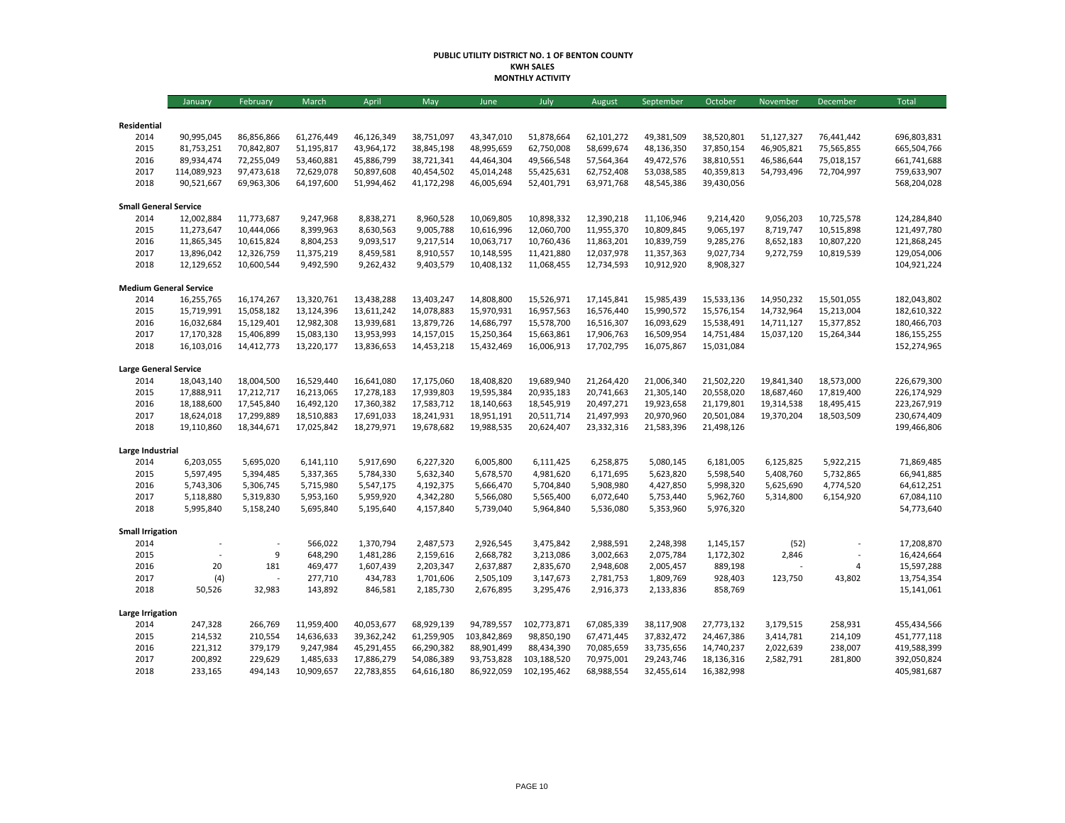# PUBLIC UTILITY DISTRICT NO. 1 OF BENTON COUNTY
## KWH SALES
## MONTHLY ACTIVITY

| | January | February | March | April | May | June | July | August | September | October | November | December | Total |
|---|---|---|---|---|---|---|---|---|---|---|---|---|---|
| **Residential** | | | | | | | | | | | | | |
| 2014 | 90,995,045 | 86,856,866 | 61,276,449 | 46,126,349 | 38,751,097 | 43,347,010 | 51,878,664 | 62,101,272 | 49,381,509 | 38,520,801 | 51,127,327 | 76,441,442 | 696,803,831 |
| 2015 | 81,753,251 | 70,842,807 | 51,195,817 | 43,964,172 | 38,845,198 | 48,995,659 | 62,750,008 | 58,699,674 | 48,136,350 | 37,850,154 | 46,905,821 | 75,565,855 | 665,504,766 |
| 2016 | 89,934,474 | 72,255,049 | 53,460,881 | 45,886,799 | 38,721,341 | 44,464,304 | 49,566,548 | 57,564,364 | 49,472,576 | 38,810,551 | 46,586,644 | 75,018,157 | 661,741,688 |
| 2017 | 114,089,923 | 97,473,618 | 72,629,078 | 50,897,608 | 40,454,502 | 45,014,248 | 55,425,631 | 62,752,408 | 53,038,585 | 40,359,813 | 54,793,496 | 72,704,997 | 759,633,907 |
| 2018 | 90,521,667 | 69,963,306 | 64,197,600 | 51,994,462 | 41,172,298 | 46,005,694 | 52,401,791 | 63,971,768 | 48,545,386 | 39,430,056 | | | 568,204,028 |
| **Small General Service** | | | | | | | | | | | | | |
| 2014 | 12,002,884 | 11,773,687 | 9,247,968 | 8,838,271 | 8,960,528 | 10,069,805 | 10,898,332 | 12,390,218 | 11,106,946 | 9,214,420 | 9,056,203 | 10,725,578 | 124,284,840 |
| 2015 | 11,273,647 | 10,444,066 | 8,399,963 | 8,630,563 | 9,005,788 | 10,616,996 | 12,060,700 | 11,955,370 | 10,809,845 | 9,065,197 | 8,719,747 | 10,515,898 | 121,497,780 |
| 2016 | 11,865,345 | 10,615,824 | 8,804,253 | 9,093,517 | 9,217,514 | 10,063,717 | 10,760,436 | 11,863,201 | 10,839,759 | 9,285,276 | 8,652,183 | 10,807,220 | 121,868,245 |
| 2017 | 13,896,042 | 12,326,759 | 11,375,219 | 8,459,581 | 8,910,557 | 10,148,595 | 11,421,880 | 12,037,978 | 11,357,363 | 9,027,734 | 9,272,759 | 10,819,539 | 129,054,006 |
| 2018 | 12,129,652 | 10,600,544 | 9,492,590 | 9,262,432 | 9,403,579 | 10,408,132 | 11,068,455 | 12,734,593 | 10,912,920 | 8,908,327 | | | 104,921,224 |
| **Medium General Service** | | | | | | | | | | | | | |
| 2014 | 16,255,765 | 16,174,267 | 13,320,761 | 13,438,288 | 13,403,247 | 14,808,800 | 15,526,971 | 17,145,841 | 15,985,439 | 15,533,136 | 14,950,232 | 15,501,055 | 182,043,802 |
| 2015 | 15,719,991 | 15,058,182 | 13,124,396 | 13,611,242 | 14,078,883 | 15,970,931 | 16,957,563 | 16,576,440 | 15,990,572 | 15,576,154 | 14,732,964 | 15,213,004 | 182,610,322 |
| 2016 | 16,032,684 | 15,129,401 | 12,982,308 | 13,939,681 | 13,879,726 | 14,686,797 | 15,578,700 | 16,516,307 | 16,093,629 | 15,538,491 | 14,711,127 | 15,377,852 | 180,466,703 |
| 2017 | 17,170,328 | 15,406,899 | 15,083,130 | 13,953,993 | 14,157,015 | 15,250,364 | 15,663,861 | 17,906,763 | 16,509,954 | 14,751,484 | 15,037,120 | 15,264,344 | 186,155,255 |
| 2018 | 16,103,016 | 14,412,773 | 13,220,177 | 13,836,653 | 14,453,218 | 15,432,469 | 16,006,913 | 17,702,795 | 16,075,867 | 15,031,084 | | | 152,274,965 |
| **Large General Service** | | | | | | | | | | | | | |
| 2014 | 18,043,140 | 18,004,500 | 16,529,440 | 16,641,080 | 17,175,060 | 18,408,820 | 19,689,940 | 21,264,420 | 21,006,340 | 21,502,220 | 19,841,340 | 18,573,000 | 226,679,300 |
| 2015 | 17,888,911 | 17,212,717 | 16,213,065 | 17,278,183 | 17,939,803 | 19,595,384 | 20,935,183 | 20,741,663 | 21,305,140 | 20,558,020 | 18,687,460 | 17,819,400 | 226,174,929 |
| 2016 | 18,188,600 | 17,545,840 | 16,492,120 | 17,360,382 | 17,583,712 | 18,140,663 | 18,545,919 | 20,497,271 | 19,923,658 | 21,179,801 | 19,314,538 | 18,495,415 | 223,267,919 |
| 2017 | 18,624,018 | 17,299,889 | 18,510,883 | 17,691,033 | 18,241,931 | 18,951,191 | 20,511,714 | 21,497,993 | 20,970,960 | 20,501,084 | 19,370,204 | 18,503,509 | 230,674,409 |
| 2018 | 19,110,860 | 18,344,671 | 17,025,842 | 18,279,971 | 19,678,682 | 19,988,535 | 20,624,407 | 23,332,316 | 21,583,396 | 21,498,126 | | | 199,466,806 |
| **Large Industrial** | | | | | | | | | | | | | |
| 2014 | 6,203,055 | 5,695,020 | 6,141,110 | 5,917,690 | 6,227,320 | 6,005,800 | 6,111,425 | 6,258,875 | 5,080,145 | 6,181,005 | 6,125,825 | 5,922,215 | 71,869,485 |
| 2015 | 5,597,495 | 5,394,485 | 5,337,365 | 5,784,330 | 5,632,340 | 5,678,570 | 4,981,620 | 6,171,695 | 5,623,820 | 5,598,540 | 5,408,760 | 5,732,865 | 66,941,885 |
| 2016 | 5,743,306 | 5,306,745 | 5,715,980 | 5,547,175 | 4,192,375 | 5,666,470 | 5,704,840 | 5,908,980 | 4,427,850 | 5,998,320 | 5,625,690 | 4,774,520 | 64,612,251 |
| 2017 | 5,118,880 | 5,319,830 | 5,953,160 | 5,959,920 | 4,342,280 | 5,566,080 | 5,565,400 | 6,072,640 | 5,753,440 | 5,962,760 | 5,314,800 | 6,154,920 | 67,084,110 |
| 2018 | 5,995,840 | 5,158,240 | 5,695,840 | 5,195,640 | 4,157,840 | 5,739,040 | 5,964,840 | 5,536,080 | 5,353,960 | 5,976,320 | | | 54,773,640 |
| **Small Irrigation** | | | | | | | | | | | | | |
| 2014 | - | - | 566,022 | 1,370,794 | 2,487,573 | 2,926,545 | 3,475,842 | 2,988,591 | 2,248,398 | 1,145,157 | (52) | - | 17,208,870 |
| 2015 | - | 9 | 648,290 | 1,481,286 | 2,159,616 | 2,668,782 | 3,213,086 | 3,002,663 | 2,075,784 | 1,172,302 | 2,846 | - | 16,424,664 |
| 2016 | 20 | 181 | 469,477 | 1,607,439 | 2,203,347 | 2,637,887 | 2,835,670 | 2,948,608 | 2,005,457 | 889,198 | - | 4 | 15,597,288 |
| 2017 | (4) | - | 277,710 | 434,783 | 1,701,606 | 2,505,109 | 3,147,673 | 2,781,753 | 1,809,769 | 928,403 | 123,750 | 43,802 | 13,754,354 |
| 2018 | 50,526 | 32,983 | 143,892 | 846,581 | 2,185,730 | 2,676,895 | 3,295,476 | 2,916,373 | 2,133,836 | 858,769 | | | 15,141,061 |
| **Large Irrigation** | | | | | | | | | | | | | |
| 2014 | 247,328 | 266,769 | 11,959,400 | 40,053,677 | 68,929,139 | 94,789,557 | 102,773,871 | 67,085,339 | 38,117,908 | 27,773,132 | 3,179,515 | 258,931 | 455,434,566 |
| 2015 | 214,532 | 210,554 | 14,636,633 | 39,362,242 | 61,259,905 | 103,842,869 | 98,850,190 | 67,471,445 | 37,832,472 | 24,467,386 | 3,414,781 | 214,109 | 451,777,118 |
| 2016 | 221,312 | 379,179 | 9,247,984 | 45,291,455 | 66,290,382 | 88,901,499 | 88,434,390 | 70,085,659 | 33,735,656 | 14,740,237 | 2,022,639 | 238,007 | 419,588,399 |
| 2017 | 200,892 | 229,629 | 1,485,633 | 17,886,279 | 54,086,389 | 93,753,828 | 103,188,520 | 70,975,001 | 29,243,746 | 18,136,316 | 2,582,791 | 281,800 | 392,050,824 |
| 2018 | 233,165 | 494,143 | 10,909,657 | 22,783,855 | 64,616,180 | 86,922,059 | 102,195,462 | 68,988,554 | 32,455,614 | 16,382,998 | | | 405,981,687 |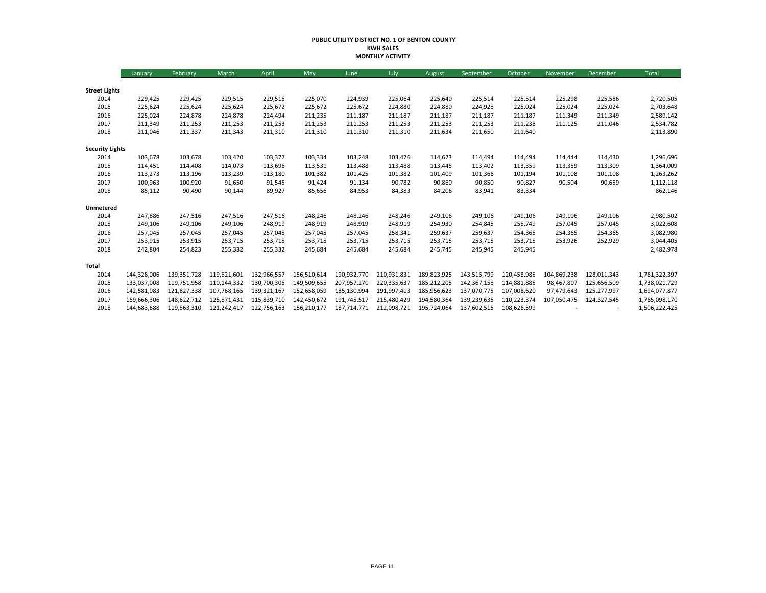**PUBLIC UTILITY DISTRICT NO. 1 OF BENTON COUNTY**
**KWH SALES**
**MONTHLY ACTIVITY**

| | January | February | March | April | May | June | July | August | September | October | November | December | Total |
|---|---|---|---|---|---|---|---|---|---|---|---|---|---|
| **Street Lights** | | | | | | | | | | | | | |
| 2014 | 229,425 | 229,425 | 229,515 | 229,515 | 225,070 | 224,939 | 225,064 | 225,640 | 225,514 | 225,514 | 225,298 | 225,586 | 2,720,505 |
| 2015 | 225,624 | 225,624 | 225,624 | 225,672 | 225,672 | 225,672 | 224,880 | 224,880 | 224,928 | 225,024 | 225,024 | 225,024 | 2,703,648 |
| 2016 | 225,024 | 224,878 | 224,878 | 224,494 | 211,235 | 211,187 | 211,187 | 211,187 | 211,187 | 211,187 | 211,349 | 211,349 | 2,589,142 |
| 2017 | 211,349 | 211,253 | 211,253 | 211,253 | 211,253 | 211,253 | 211,253 | 211,253 | 211,253 | 211,238 | 211,125 | 211,046 | 2,534,782 |
| 2018 | 211,046 | 211,337 | 211,343 | 211,310 | 211,310 | 211,310 | 211,310 | 211,634 | 211,650 | 211,640 | | | 2,113,890 |
| **Security Lights** | | | | | | | | | | | | | |
| 2014 | 103,678 | 103,678 | 103,420 | 103,377 | 103,334 | 103,248 | 103,476 | 114,623 | 114,494 | 114,494 | 114,444 | 114,430 | 1,296,696 |
| 2015 | 114,451 | 114,408 | 114,073 | 113,696 | 113,531 | 113,488 | 113,488 | 113,445 | 113,402 | 113,359 | 113,359 | 113,309 | 1,364,009 |
| 2016 | 113,273 | 113,196 | 113,239 | 113,180 | 101,382 | 101,425 | 101,382 | 101,409 | 101,366 | 101,194 | 101,108 | 101,108 | 1,263,262 |
| 2017 | 100,963 | 100,920 | 91,650 | 91,545 | 91,424 | 91,134 | 90,782 | 90,860 | 90,850 | 90,827 | 90,504 | 90,659 | 1,112,118 |
| 2018 | 85,112 | 90,490 | 90,144 | 89,927 | 85,656 | 84,953 | 84,383 | 84,206 | 83,941 | 83,334 | | | 862,146 |
| **Unmetered** | | | | | | | | | | | | | |
| 2014 | 247,686 | 247,516 | 247,516 | 247,516 | 248,246 | 248,246 | 248,246 | 249,106 | 249,106 | 249,106 | 249,106 | 249,106 | 2,980,502 |
| 2015 | 249,106 | 249,106 | 249,106 | 248,919 | 248,919 | 248,919 | 248,919 | 254,930 | 254,845 | 255,749 | 257,045 | 257,045 | 3,022,608 |
| 2016 | 257,045 | 257,045 | 257,045 | 257,045 | 257,045 | 257,045 | 258,341 | 259,637 | 259,637 | 254,365 | 254,365 | 254,365 | 3,082,980 |
| 2017 | 253,915 | 253,915 | 253,715 | 253,715 | 253,715 | 253,715 | 253,715 | 253,715 | 253,715 | 253,715 | 253,926 | 252,929 | 3,044,405 |
| 2018 | 242,804 | 254,823 | 255,332 | 255,332 | 245,684 | 245,684 | 245,684 | 245,745 | 245,945 | 245,945 | | | 2,482,978 |
| **Total** | | | | | | | | | | | | | |
| 2014 | 144,328,006 | 139,351,728 | 119,621,601 | 132,966,557 | 156,510,614 | 190,932,770 | 210,931,831 | 189,823,925 | 143,515,799 | 120,458,985 | 104,869,238 | 128,011,343 | 1,781,322,397 |
| 2015 | 133,037,008 | 119,751,958 | 110,144,332 | 130,700,305 | 149,509,655 | 207,957,270 | 220,335,637 | 185,212,205 | 142,367,158 | 114,881,885 | 98,467,807 | 125,656,509 | 1,738,021,729 |
| 2016 | 142,581,083 | 121,827,338 | 107,768,165 | 139,321,167 | 152,658,059 | 185,130,994 | 191,997,413 | 185,956,623 | 137,070,775 | 107,008,620 | 97,479,643 | 125,277,997 | 1,694,077,877 |
| 2017 | 169,666,306 | 148,622,712 | 125,871,431 | 115,839,710 | 142,450,672 | 191,745,517 | 215,480,429 | 194,580,364 | 139,239,635 | 110,223,374 | 107,050,475 | 124,327,545 | 1,785,098,170 |
| 2018 | 144,683,688 | 119,563,310 | 121,242,417 | 122,756,163 | 156,210,177 | 187,714,771 | 212,098,721 | 195,724,064 | 137,602,515 | 108,626,599 | - | - | 1,506,222,425 |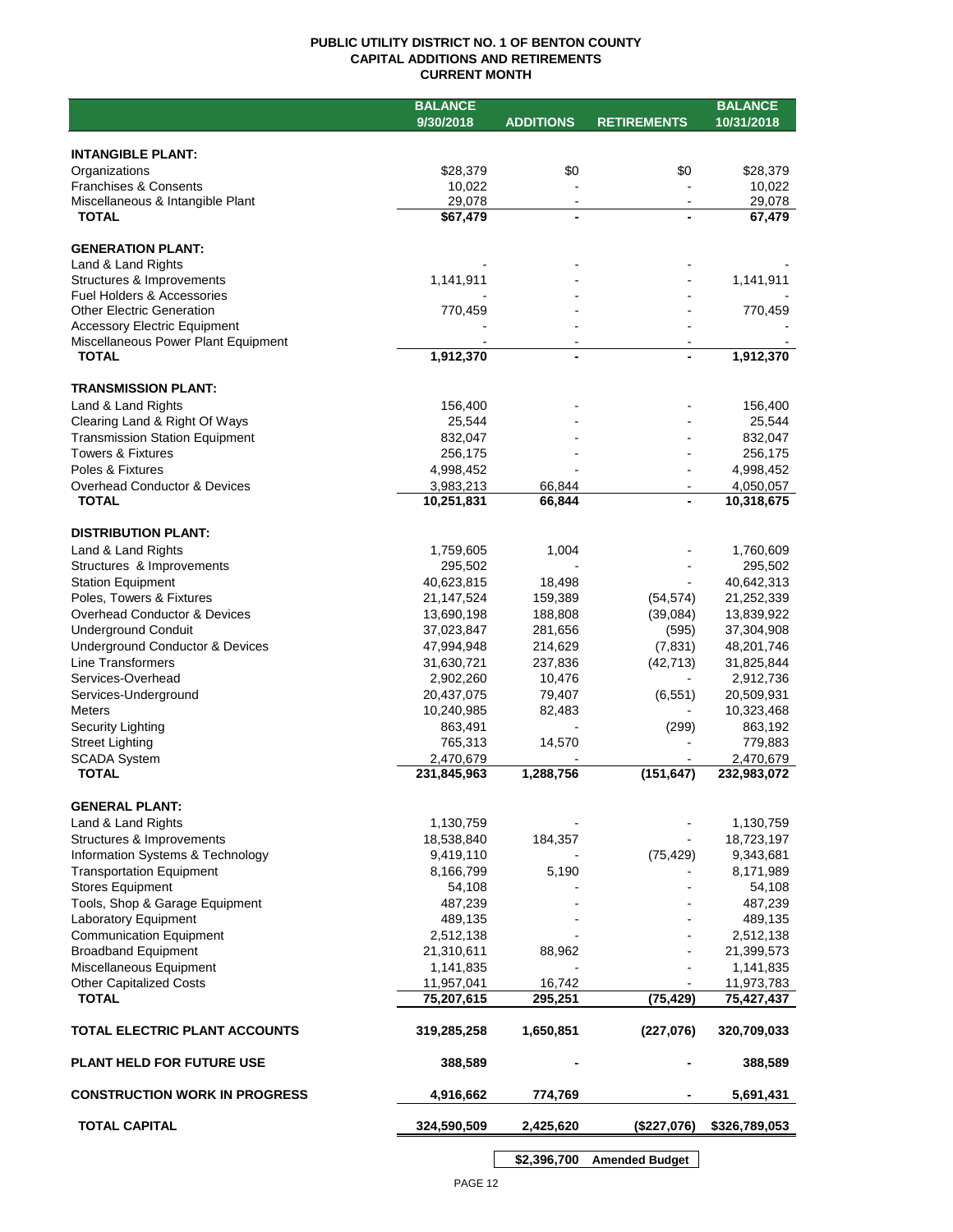# PUBLIC UTILITY DISTRICT NO. 1 OF BENTON COUNTY
## CAPITAL ADDITIONS AND RETIREMENTS
### CURRENT MONTH

| | BALANCE 9/30/2018 | ADDITIONS | RETIREMENTS | BALANCE 10/31/2018 |
|---|---|---|---|---|
| **INTANGIBLE PLANT:** | | | | |
| Organizations | $28,379 | $0 | $0 | $28,379 |
| Franchises & Consents | 10,022 | - | - | 10,022 |
| Miscellaneous & Intangible Plant | 29,078 | - | - | 29,078 |
| **TOTAL** | $67,479 | - | - | 67,479 |
| **GENERATION PLANT:** | | | | |
| Land & Land Rights | - | - | - | - |
| Structures & Improvements | 1,141,911 | - | - | 1,141,911 |
| Fuel Holders & Accessories | - | - | - | - |
| Other Electric Generation | 770,459 | - | - | 770,459 |
| Accessory Electric Equipment | - | - | - | - |
| Miscellaneous Power Plant Equipment | - | - | - | - |
| **TOTAL** | 1,912,370 | - | - | 1,912,370 |
| **TRANSMISSION PLANT:** | | | | |
| Land & Land Rights | 156,400 | - | - | 156,400 |
| Clearing Land & Right Of Ways | 25,544 | - | - | 25,544 |
| Transmission Station Equipment | 832,047 | - | - | 832,047 |
| Towers & Fixtures | 256,175 | - | - | 256,175 |
| Poles & Fixtures | 4,998,452 | - | - | 4,998,452 |
| Overhead Conductor & Devices | 3,983,213 | 66,844 | - | 4,050,057 |
| **TOTAL** | 10,251,831 | 66,844 | - | 10,318,675 |
| **DISTRIBUTION PLANT:** | | | | |
| Land & Land Rights | 1,759,605 | 1,004 | - | 1,760,609 |
| Structures & Improvements | 295,502 | - | - | 295,502 |
| Station Equipment | 40,623,815 | 18,498 | - | 40,642,313 |
| Poles, Towers & Fixtures | 21,147,524 | 159,389 | (54,574) | 21,252,339 |
| Overhead Conductor & Devices | 13,690,198 | 188,808 | (39,084) | 13,839,922 |
| Underground Conduit | 37,023,847 | 281,656 | (595) | 37,304,908 |
| Underground Conductor & Devices | 47,994,948 | 214,629 | (7,831) | 48,201,746 |
| Line Transformers | 31,630,721 | 237,836 | (42,713) | 31,825,844 |
| Services-Overhead | 2,902,260 | 10,476 | - | 2,912,736 |
| Services-Underground | 20,437,075 | 79,407 | (6,551) | 20,509,931 |
| Meters | 10,240,985 | 82,483 | - | 10,323,468 |
| Security Lighting | 863,491 | - | (299) | 863,192 |
| Street Lighting | 765,313 | 14,570 | - | 779,883 |
| SCADA System | 2,470,679 | - | - | 2,470,679 |
| **TOTAL** | 231,845,963 | 1,288,756 | (151,647) | 232,983,072 |
| **GENERAL PLANT:** | | | | |
| Land & Land Rights | 1,130,759 | - | - | 1,130,759 |
| Structures & Improvements | 18,538,840 | 184,357 | - | 18,723,197 |
| Information Systems & Technology | 9,419,110 | - | (75,429) | 9,343,681 |
| Transportation Equipment | 8,166,799 | 5,190 | - | 8,171,989 |
| Stores Equipment | 54,108 | - | - | 54,108 |
| Tools, Shop & Garage Equipment | 487,239 | - | - | 487,239 |
| Laboratory Equipment | 489,135 | - | - | 489,135 |
| Communication Equipment | 2,512,138 | - | - | 2,512,138 |
| Broadband Equipment | 21,310,611 | 88,962 | - | 21,399,573 |
| Miscellaneous Equipment | 1,141,835 | - | - | 1,141,835 |
| Other Capitalized Costs | 11,957,041 | 16,742 | - | 11,973,783 |
| **TOTAL** | 75,207,615 | 295,251 | (75,429) | 75,427,437 |
| **TOTAL ELECTRIC PLANT ACCOUNTS** | 319,285,258 | 1,650,851 | (227,076) | 320,709,033 |
| **PLANT HELD FOR FUTURE USE** | 388,589 | - | - | 388,589 |
| **CONSTRUCTION WORK IN PROGRESS** | 4,916,662 | 774,769 | - | 5,691,431 |
| **TOTAL CAPITAL** | 324,590,509 | 2,425,620 | ($227,076) | $326,789,053 |
| | | $2,396,700 | Amended Budget | |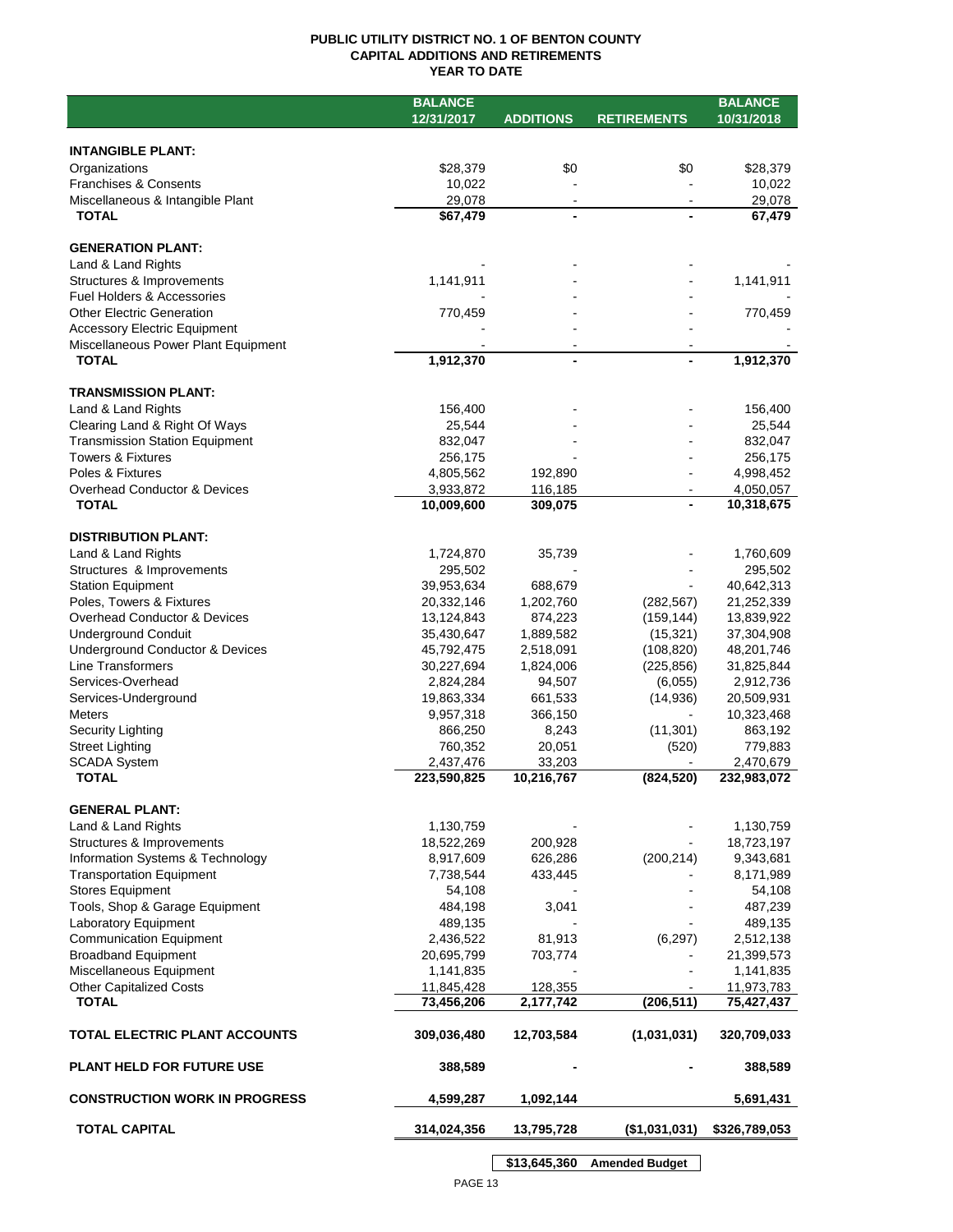# PUBLIC UTILITY DISTRICT NO. 1 OF BENTON COUNTY
## CAPITAL ADDITIONS AND RETIREMENTS
### YEAR TO DATE

| | BALANCE 12/31/2017 | ADDITIONS | RETIREMENTS | BALANCE 10/31/2018 |
|---|---|---|---|---|
| **INTANGIBLE PLANT:** | | | | |
| Organizations | $28,379 | $0 | $0 | $28,379 |
| Franchises & Consents | 10,022 | - | - | 10,022 |
| Miscellaneous & Intangible Plant | 29,078 | - | - | 29,078 |
| **TOTAL** | **$67,479** | **-** | **-** | **67,479** |
| **GENERATION PLANT:** | | | | |
| Land & Land Rights | - | - | - | - |
| Structures & Improvements | 1,141,911 | - | - | 1,141,911 |
| Fuel Holders & Accessories | - | - | - | - |
| Other Electric Generation | 770,459 | - | - | 770,459 |
| Accessory Electric Equipment | - | - | - | - |
| Miscellaneous Power Plant Equipment | - | - | - | - |
| **TOTAL** | **1,912,370** | **-** | **-** | **1,912,370** |
| **TRANSMISSION PLANT:** | | | | |
| Land & Land Rights | 156,400 | - | - | 156,400 |
| Clearing Land & Right Of Ways | 25,544 | - | - | 25,544 |
| Transmission Station Equipment | 832,047 | - | - | 832,047 |
| Towers & Fixtures | 256,175 | - | - | 256,175 |
| Poles & Fixtures | 4,805,562 | 192,890 | - | 4,998,452 |
| Overhead Conductor & Devices | 3,933,872 | 116,185 | - | 4,050,057 |
| **TOTAL** | **10,009,600** | **309,075** | **-** | **10,318,675** |
| **DISTRIBUTION PLANT:** | | | | |
| Land & Land Rights | 1,724,870 | 35,739 | - | 1,760,609 |
| Structures & Improvements | 295,502 | - | - | 295,502 |
| Station Equipment | 39,953,634 | 688,679 | - | 40,642,313 |
| Poles, Towers & Fixtures | 20,332,146 | 1,202,760 | (282,567) | 21,252,339 |
| Overhead Conductor & Devices | 13,124,843 | 874,223 | (159,144) | 13,839,922 |
| Underground Conduit | 35,430,647 | 1,889,582 | (15,321) | 37,304,908 |
| Underground Conductor & Devices | 45,792,475 | 2,518,091 | (108,820) | 48,201,746 |
| Line Transformers | 30,227,694 | 1,824,006 | (225,856) | 31,825,844 |
| Services-Overhead | 2,824,284 | 94,507 | (6,055) | 2,912,736 |
| Services-Underground | 19,863,334 | 661,533 | (14,936) | 20,509,931 |
| Meters | 9,957,318 | 366,150 | - | 10,323,468 |
| Security Lighting | 866,250 | 8,243 | (11,301) | 863,192 |
| Street Lighting | 760,352 | 20,051 | (520) | 779,883 |
| SCADA System | 2,437,476 | 33,203 | - | 2,470,679 |
| **TOTAL** | **223,590,825** | **10,216,767** | **(824,520)** | **232,983,072** |
| **GENERAL PLANT:** | | | | |
| Land & Land Rights | 1,130,759 | - | - | 1,130,759 |
| Structures & Improvements | 18,522,269 | 200,928 | - | 18,723,197 |
| Information Systems & Technology | 8,917,609 | 626,286 | (200,214) | 9,343,681 |
| Transportation Equipment | 7,738,544 | 433,445 | - | 8,171,989 |
| Stores Equipment | 54,108 | - | - | 54,108 |
| Tools, Shop & Garage Equipment | 484,198 | 3,041 | - | 487,239 |
| Laboratory Equipment | 489,135 | - | - | 489,135 |
| Communication Equipment | 2,436,522 | 81,913 | (6,297) | 2,512,138 |
| Broadband Equipment | 20,695,799 | 703,774 | - | 21,399,573 |
| Miscellaneous Equipment | 1,141,835 | - | - | 1,141,835 |
| Other Capitalized Costs | 11,845,428 | 128,355 | - | 11,973,783 |
| **TOTAL** | **73,456,206** | **2,177,742** | **(206,511)** | **75,427,437** |
| **TOTAL ELECTRIC PLANT ACCOUNTS** | **309,036,480** | **12,703,584** | **(1,031,031)** | **320,709,033** |
| **PLANT HELD FOR FUTURE USE** | **388,589** | **-** | **-** | **388,589** |
| **CONSTRUCTION WORK IN PROGRESS** | **4,599,287** | **1,092,144** | | **5,691,431** |
| **TOTAL CAPITAL** | **314,024,356** | **13,795,728** | **($1,031,031)** | **$326,789,053** |
| | | **$13,645,360** | **Amended Budget** | |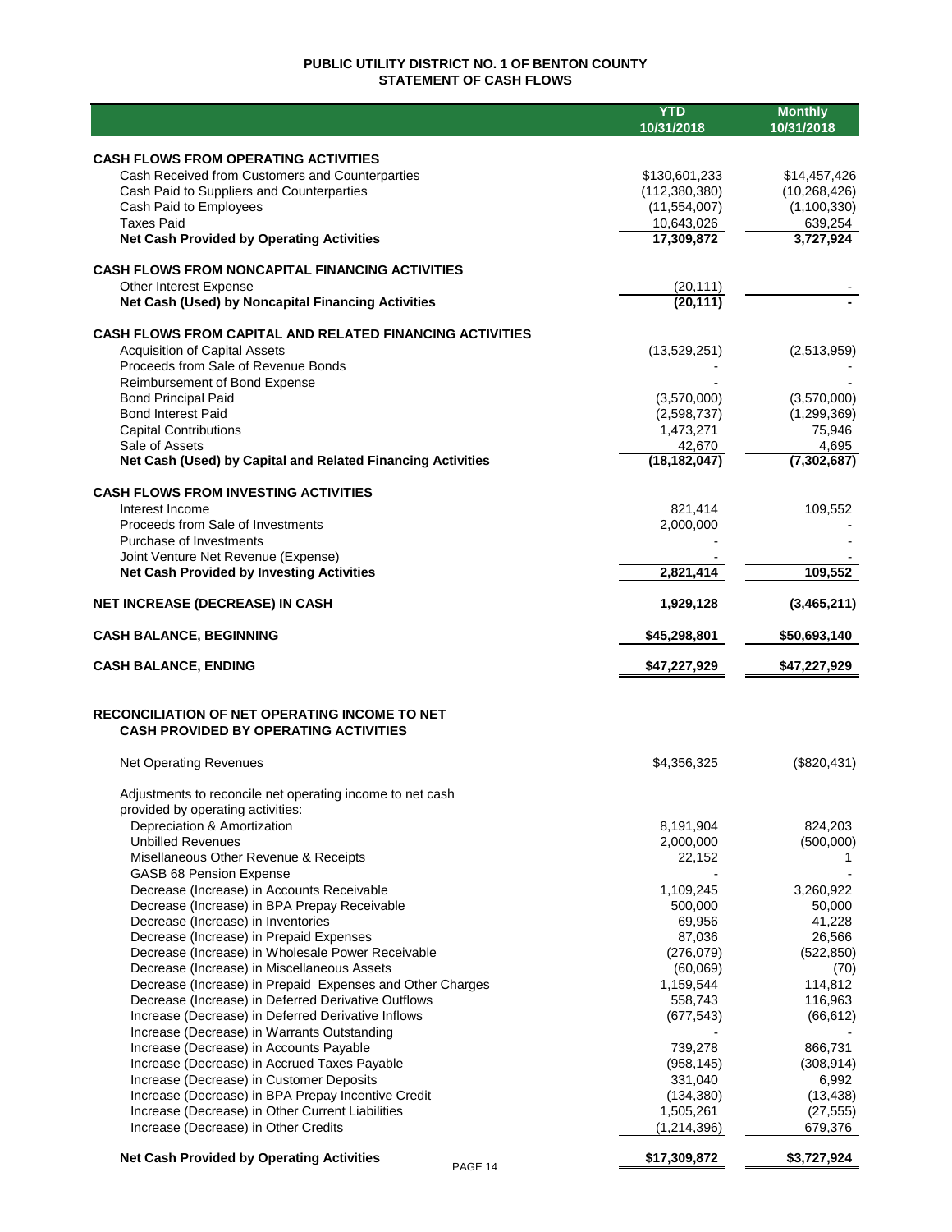# PUBLIC UTILITY DISTRICT NO. 1 OF BENTON COUNTY
## STATEMENT OF CASH FLOWS

| | YTD 10/31/2018 | Monthly 10/31/2018 |
|---|---|---|
| **CASH FLOWS FROM OPERATING ACTIVITIES** | | |
| Cash Received from Customers and Counterparties | $130,601,233 | $14,457,426 |
| Cash Paid to Suppliers and Counterparties | (112,380,380) | (10,268,426) |
| Cash Paid to Employees | (11,554,007) | (1,100,330) |
| Taxes Paid | 10,643,026 | 639,254 |
| **Net Cash Provided by Operating Activities** | **17,309,872** | **3,727,924** |
| **CASH FLOWS FROM NONCAPITAL FINANCING ACTIVITIES** | | |
| Other Interest Expense | (20,111) | - |
| **Net Cash (Used) by Noncapital Financing Activities** | **(20,111)** | **-** |
| **CASH FLOWS FROM CAPITAL AND RELATED FINANCING ACTIVITIES** | | |
| Acquisition of Capital Assets | (13,529,251) | (2,513,959) |
| Proceeds from Sale of Revenue Bonds | - | - |
| Reimbursement of Bond Expense | - | - |
| Bond Principal Paid | (3,570,000) | (3,570,000) |
| Bond Interest Paid | (2,598,737) | (1,299,369) |
| Capital Contributions | 1,473,271 | 75,946 |
| Sale of Assets | 42,670 | 4,695 |
| **Net Cash (Used) by Capital and Related Financing Activities** | **(18,182,047)** | **(7,302,687)** |
| **CASH FLOWS FROM INVESTING ACTIVITIES** | | |
| Interest Income | 821,414 | 109,552 |
| Proceeds from Sale of Investments | 2,000,000 | - |
| Purchase of Investments | - | - |
| Joint Venture Net Revenue (Expense) | - | - |
| **Net Cash Provided by Investing Activities** | **2,821,414** | **109,552** |
| **NET INCREASE (DECREASE) IN CASH** | **1,929,128** | **(3,465,211)** |
| **CASH BALANCE, BEGINNING** | **$45,298,801** | **$50,693,140** |
| **CASH BALANCE, ENDING** | **$47,227,929** | **$47,227,929** |

## RECONCILIATION OF NET OPERATING INCOME TO NET CASH PROVIDED BY OPERATING ACTIVITIES

| | YTD 10/31/2018 | Monthly 10/31/2018 |
|---|---|---|
| Net Operating Revenues | $4,356,325 | ($820,431) |
| Adjustments to reconcile net operating income to net cash provided by operating activities: | | |
| Depreciation & Amortization | 8,191,904 | 824,203 |
| Unbilled Revenues | 2,000,000 | (500,000) |
| Misellaneous Other Revenue & Receipts | 22,152 | 1 |
| GASB 68 Pension Expense | - | - |
| Decrease (Increase) in Accounts Receivable | 1,109,245 | 3,260,922 |
| Decrease (Increase) in BPA Prepay Receivable | 500,000 | 50,000 |
| Decrease (Increase) in Inventories | 69,956 | 41,228 |
| Decrease (Increase) in Prepaid Expenses | 87,036 | 26,566 |
| Decrease (Increase) in Wholesale Power Receivable | (276,079) | (522,850) |
| Decrease (Increase) in Miscellaneous Assets | (60,069) | (70) |
| Decrease (Increase) in Prepaid Expenses and Other Charges | 1,159,544 | 114,812 |
| Decrease (Increase) in Deferred Derivative Outflows | 558,743 | 116,963 |
| Increase (Decrease) in Deferred Derivative Inflows | (677,543) | (66,612) |
| Increase (Decrease) in Warrants Outstanding | - | - |
| Increase (Decrease) in Accounts Payable | 739,278 | 866,731 |
| Increase (Decrease) in Accrued Taxes Payable | (958,145) | (308,914) |
| Increase (Decrease) in Customer Deposits | 331,040 | 6,992 |
| Increase (Decrease) in BPA Prepay Incentive Credit | (134,380) | (13,438) |
| Increase (Decrease) in Other Current Liabilities | 1,505,261 | (27,555) |
| Increase (Decrease) in Other Credits | (1,214,396) | 679,376 |
| **Net Cash Provided by Operating Activities** | **$17,309,872** | **$3,727,924** |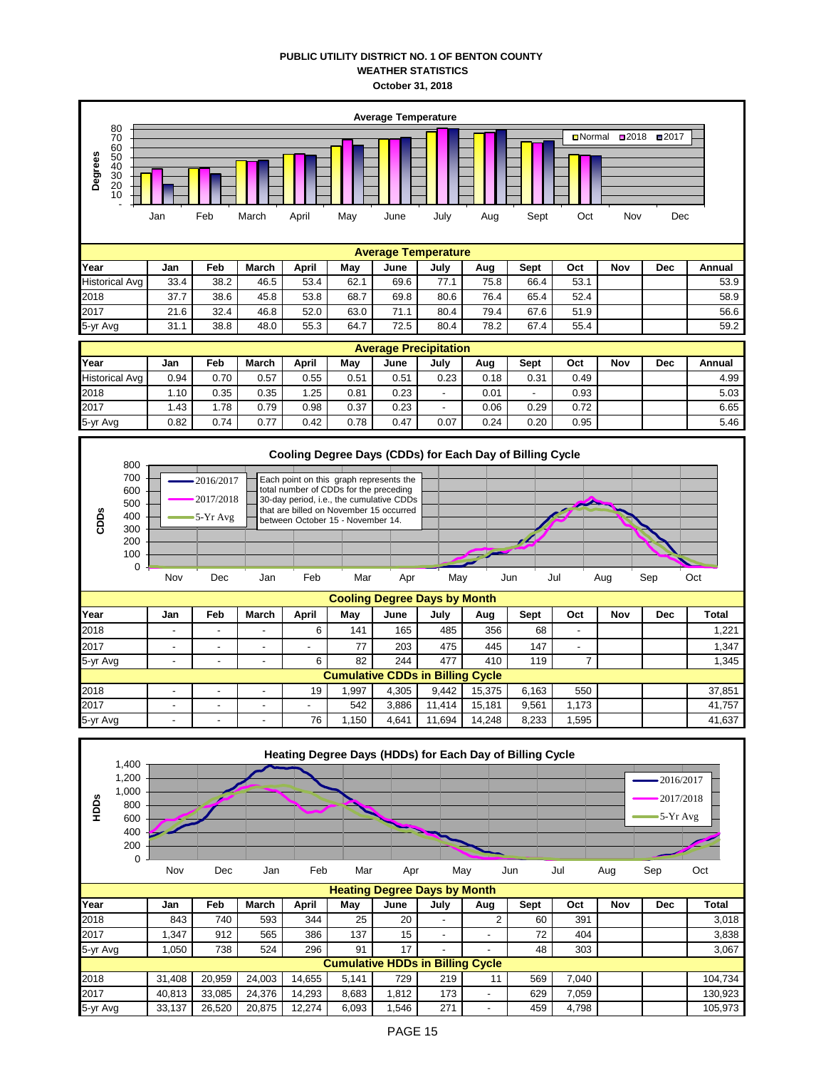**PUBLIC UTILITY DISTRICT NO. 1 OF BENTON COUNTY**
**WEATHER STATISTICS**
**October 31, 2018**

**Average Temperature**

| Year | Jan | Feb | March | April | May | June | July | Aug | Sept | Oct | Nov | Dec | Annual |
|---|---|---|---|---|---|---|---|---|---|---|---|---|---|
| Historical Avg | 33.4 | 38.2 | 46.5 | 53.4 | 62.1 | 69.6 | 77.1 | 75.8 | 66.4 | 53.1 | | | 53.9 |
| 2018 | 37.7 | 38.6 | 45.8 | 53.8 | 68.7 | 69.8 | 80.6 | 76.4 | 65.4 | 52.4 | | | 58.9 |
| 2017 | 21.6 | 32.4 | 46.8 | 52.0 | 63.0 | 71.1 | 80.4 | 79.4 | 67.6 | 51.9 | | | 56.6 |
| 5-yr Avg | 31.1 | 38.8 | 48.0 | 55.3 | 64.7 | 72.5 | 80.4 | 78.2 | 67.4 | 55.4 | | | 59.2 |

**Average Precipitation**

| Year | Jan | Feb | March | April | May | June | July | Aug | Sept | Oct | Nov | Dec | Annual |
|---|---|---|---|---|---|---|---|---|---|---|---|---|---|
| Historical Avg | 0.94 | 0.70 | 0.57 | 0.55 | 0.51 | 0.51 | 0.23 | 0.18 | 0.31 | 0.49 | | | 4.99 |
| 2018 | 1.10 | 0.35 | 0.35 | 1.25 | 0.81 | 0.23 | - | 0.01 | - | 0.93 | | | 5.03 |
| 2017 | 1.43 | 1.78 | 0.79 | 0.98 | 0.37 | 0.23 | - | 0.06 | 0.29 | 0.72 | | | 6.65 |
| 5-yr Avg | 0.82 | 0.74 | 0.77 | 0.42 | 0.78 | 0.47 | 0.07 | 0.24 | 0.20 | 0.95 | | | 5.46 |

**Cooling Degree Days (CDDs) for Each Day of Billing Cycle**

Each point on this graph represents the total number of CDDs for the preceding 30-day period, i.e., the cumulative CDDs that are billed on November 15 occurred between October 15 - November 14.

**Cooling Degree Days by Month**

| Year | Jan | Feb | March | April | May | June | July | Aug | Sept | Oct | Nov | Dec | Total |
|---|---|---|---|---|---|---|---|---|---|---|---|---|---|
| 2018 | - | - | - | 6 | 141 | 165 | 485 | 356 | 68 | - | | | 1,221 |
| 2017 | - | - | - | - | 77 | 203 | 475 | 445 | 147 | - | | | 1,347 |
| 5-yr Avg | - | - | - | 6 | 82 | 244 | 477 | 410 | 119 | 7 | | | 1,345 |
| **Cumulative CDDs in Billing Cycle** | | | | | | | | | | | | | |
| 2018 | - | - | - | 19 | 1,997 | 4,305 | 9,442 | 15,375 | 6,163 | 550 | | | 37,851 |
| 2017 | - | - | - | - | 542 | 3,886 | 11,414 | 15,181 | 9,561 | 1,173 | | | 41,757 |
| 5-yr Avg | - | - | - | 76 | 1,150 | 4,641 | 11,694 | 14,248 | 8,233 | 1,595 | | | 41,637 |

**Heating Degree Days (HDDs) for Each Day of Billing Cycle**

**Heating Degree Days by Month**

| Year | Jan | Feb | March | April | May | June | July | Aug | Sept | Oct | Nov | Dec | Total |
|---|---|---|---|---|---|---|---|---|---|---|---|---|---|
| 2018 | 843 | 740 | 593 | 344 | 25 | 20 | - | 2 | 60 | 391 | | | 3,018 |
| 2017 | 1,347 | 912 | 565 | 386 | 137 | 15 | - | - | 72 | 404 | | | 3,838 |
| 5-yr Avg | 1,050 | 738 | 524 | 296 | 91 | 17 | - | - | 48 | 303 | | | 3,067 |
| **Cumulative HDDs in Billing Cycle** | | | | | | | | | | | | | |
| 2018 | 31,408 | 20,959 | 24,003 | 14,655 | 5,141 | 729 | 219 | 11 | 569 | 7,040 | | | 104,734 |
| 2017 | 40,813 | 33,085 | 24,376 | 14,293 | 8,683 | 1,812 | 173 | - | 629 | 7,059 | | | 130,923 |
| 5-yr Avg | 33,137 | 26,520 | 20,875 | 12,274 | 6,093 | 1,546 | 271 | - | 459 | 4,798 | | | 105,973 |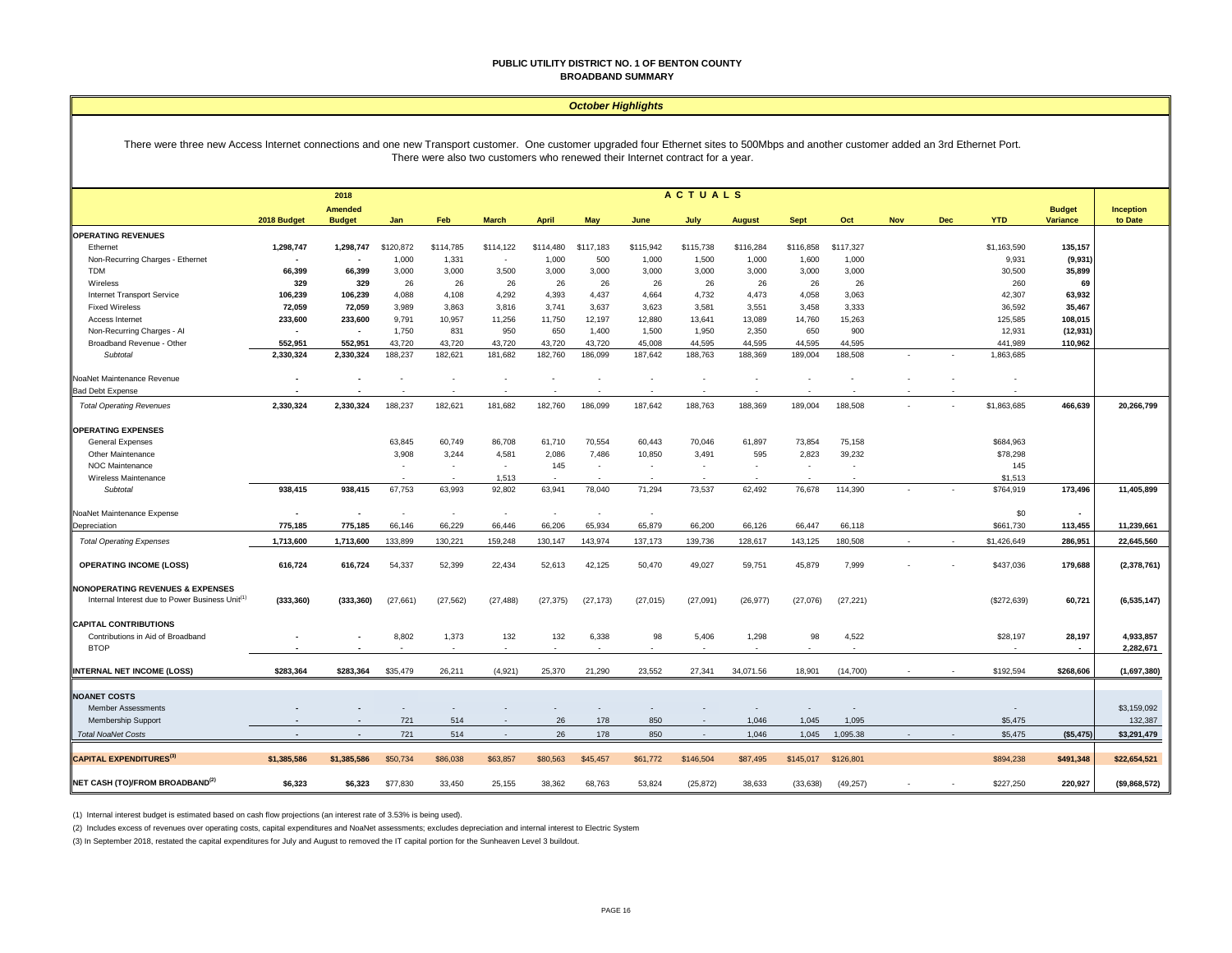# PUBLIC UTILITY DISTRICT NO. 1 OF BENTON COUNTY
## BROADBAND SUMMARY

### *October Highlights*

There were three new Access Internet connections and one new Transport customer. One customer upgraded four Ethernet sites to 500Mbps and another customer added an 3rd Ethernet Port. There were also two customers who renewed their Internet contract for a year.

| | 2018 Budget | 2018 Amended Budget | Jan | Feb | March | April | May | June | July | August | Sept | Oct | Nov | Dec | YTD | Budget Variance | Inception to Date |
|---|---|---|---|---|---|---|---|---|---|---|---|---|---|---|---|---|---|
| | | | ACTUALS | | | | | | | | | | | | | | |
| **OPERATING REVENUES** | | | | | | | | | | | | | | | | | |
| Ethernet | 1,298,747 | 1,298,747 | $120,872 | $114,785 | $114,122 | $114,480 | $117,183 | $115,942 | $115,738 | $116,284 | $116,858 | $117,327 | | | $1,163,590 | 135,157 | |
| Non-Recurring Charges - Ethernet | - | - | 1,000 | 1,331 | - | 1,000 | 500 | 1,000 | 1,500 | 1,000 | 1,600 | 1,000 | | | 9,931 | (9,931) | |
| TDM | 66,399 | 66,399 | 3,000 | 3,000 | 3,500 | 3,000 | 3,000 | 3,000 | 3,000 | 3,000 | 3,000 | 3,000 | | | 30,500 | 35,899 | |
| Wireless | 329 | 329 | 26 | 26 | 26 | 26 | 26 | 26 | 26 | 26 | 26 | 26 | | | 260 | 69 | |
| Internet Transport Service | 106,239 | 106,239 | 4,088 | 4,108 | 4,292 | 4,393 | 4,437 | 4,664 | 4,732 | 4,473 | 4,058 | 3,063 | | | 42,307 | 63,932 | |
| Fixed Wireless | 72,059 | 72,059 | 3,989 | 3,863 | 3,816 | 3,741 | 3,637 | 3,623 | 3,581 | 3,551 | 3,458 | 3,333 | | | 36,592 | 35,467 | |
| Access Internet | 233,600 | 233,600 | 9,791 | 10,957 | 11,256 | 11,750 | 12,197 | 12,880 | 13,641 | 13,089 | 14,760 | 15,263 | | | 125,585 | 108,015 | |
| Non-Recurring Charges - AI | - | - | 1,750 | 831 | 950 | 650 | 1,400 | 1,500 | 1,950 | 2,350 | 650 | 900 | | | 12,931 | (12,931) | |
| Broadband Revenue - Other | 552,951 | 552,951 | 43,720 | 43,720 | 43,720 | 43,720 | 43,720 | 45,008 | 44,595 | 44,595 | 44,595 | 44,595 | | | 441,989 | 110,962 | |
| *Subtotal* | 2,330,324 | 2,330,324 | 188,237 | 182,621 | 181,682 | 182,760 | 186,099 | 187,642 | 188,763 | 188,369 | 189,004 | 188,508 | - | - | 1,863,685 | | |
| NoaNet Maintenance Revenue | - | - | - | - | - | - | - | - | - | - | - | - | - | - | - | | |
| Bad Debt Expense | - | - | - | - | - | - | - | - | - | - | - | - | - | - | - | | |
| *Total Operating Revenues* | 2,330,324 | 2,330,324 | 188,237 | 182,621 | 181,682 | 182,760 | 186,099 | 187,642 | 188,763 | 188,369 | 189,004 | 188,508 | - | - | $1,863,685 | 466,639 | 20,266,799 |
| **OPERATING EXPENSES** | | | | | | | | | | | | | | | | | |
| General Expenses | | | 63,845 | 60,749 | 86,708 | 61,710 | 70,554 | 60,443 | 70,046 | 61,897 | 73,854 | 75,158 | | | $684,963 | | |
| Other Maintenance | | | 3,908 | 3,244 | 4,581 | 2,086 | 7,486 | 10,850 | 3,491 | 595 | 2,823 | 39,232 | | | $78,298 | | |
| NOC Maintenance | | | - | - | - | 145 | - | - | - | - | - | - | | | 145 | | |
| Wireless Maintenance | | | - | - | 1,513 | - | - | - | - | - | - | - | | | $1,513 | | |
| *Subtotal* | 938,415 | 938,415 | 67,753 | 63,993 | 92,802 | 63,941 | 78,040 | 71,294 | 73,537 | 62,492 | 76,678 | 114,390 | - | - | $764,919 | 173,496 | 11,405,899 |
| NoaNet Maintenance Expense | - | - | - | - | - | - | - | - | | | | | | | $0 | - | |
| Depreciation | 775,185 | 775,185 | 66,146 | 66,229 | 66,446 | 66,206 | 65,934 | 65,879 | 66,200 | 66,126 | 66,447 | 66,118 | | | $661,730 | 113,455 | 11,239,661 |
| *Total Operating Expenses* | 1,713,600 | 1,713,600 | 133,899 | 130,221 | 159,248 | 130,147 | 143,974 | 137,173 | 139,736 | 128,617 | 143,125 | 180,508 | - | - | $1,426,649 | 286,951 | 22,645,560 |
| **OPERATING INCOME (LOSS)** | 616,724 | 616,724 | 54,337 | 52,399 | 22,434 | 52,613 | 42,125 | 50,470 | 49,027 | 59,751 | 45,879 | 7,999 | - | - | $437,036 | 179,688 | (2,378,761) |
| **NONOPERATING REVENUES & EXPENSES** | | | | | | | | | | | | | | | | | |
| Internal Interest due to Power Business Unit[1] | (333,360) | (333,360) | (27,661) | (27,562) | (27,488) | (27,375) | (27,173) | (27,015) | (27,091) | (26,977) | (27,076) | (27,221) | | | ($272,639) | 60,721 | (6,535,147) |
| **CAPITAL CONTRIBUTIONS** | | | | | | | | | | | | | | | | | |
| Contributions in Aid of Broadband | - | - | 8,802 | 1,373 | 132 | 132 | 6,338 | 98 | 5,406 | 1,298 | 98 | 4,522 | | | $28,197 | 28,197 | 4,933,857 |
| BTOP | - | - | - | - | - | - | - | - | - | - | - | - | | | - | - | 2,282,671 |
| **INTERNAL NET INCOME (LOSS)** | $283,364 | $283,364 | $35,479 | 26,211 | (4,921) | 25,370 | 21,290 | 23,552 | 27,341 | 34,071.56 | 18,901 | (14,700) | - | - | $192,594 | $268,606 | (1,697,380) |
| **NOANET COSTS** | | | | | | | | | | | | | | | | | |
| Member Assessments | - | - | - | - | - | - | - | - | - | - | - | - | | | - | | $3,159,092 |
| Membership Support | - | - | 721 | 514 | - | 26 | 178 | 850 | - | 1,046 | 1,045 | 1,095 | | | $5,475 | | 132,387 |
| *Total NoaNet Costs* | - | - | 721 | 514 | - | 26 | 178 | 850 | - | 1,046 | 1,045 | 1,095.38 | - | - | $5,475 | ($5,475) | $3,291,479 |
| **CAPITAL EXPENDITURES[3]** | $1,385,586 | $1,385,586 | $50,734 | $86,038 | $63,857 | $80,563 | $45,457 | $61,772 | $146,504 | $87,495 | $145,017 | $126,801 | | | $894,238 | $491,348 | $22,654,521 |
| **NET CASH (TO)/FROM BROADBAND[2]** | $6,323 | $6,323 | $77,830 | 33,450 | 25,155 | 38,362 | 68,763 | 53,824 | (25,872) | 38,633 | (33,638) | (49,257) | - | - | $227,250 | 220,927 | ($9,868,572) |

(1) Internal interest budget is estimated based on cash flow projections (an interest rate of 3.53% is being used).

(2) Includes excess of revenues over operating costs, capital expenditures and NoaNet assessments; excludes depreciation and internal interest to Electric System

(3) In September 2018, restated the capital expenditures for July and August to removed the IT capital portion for the Sunheaven Level 3 buildout.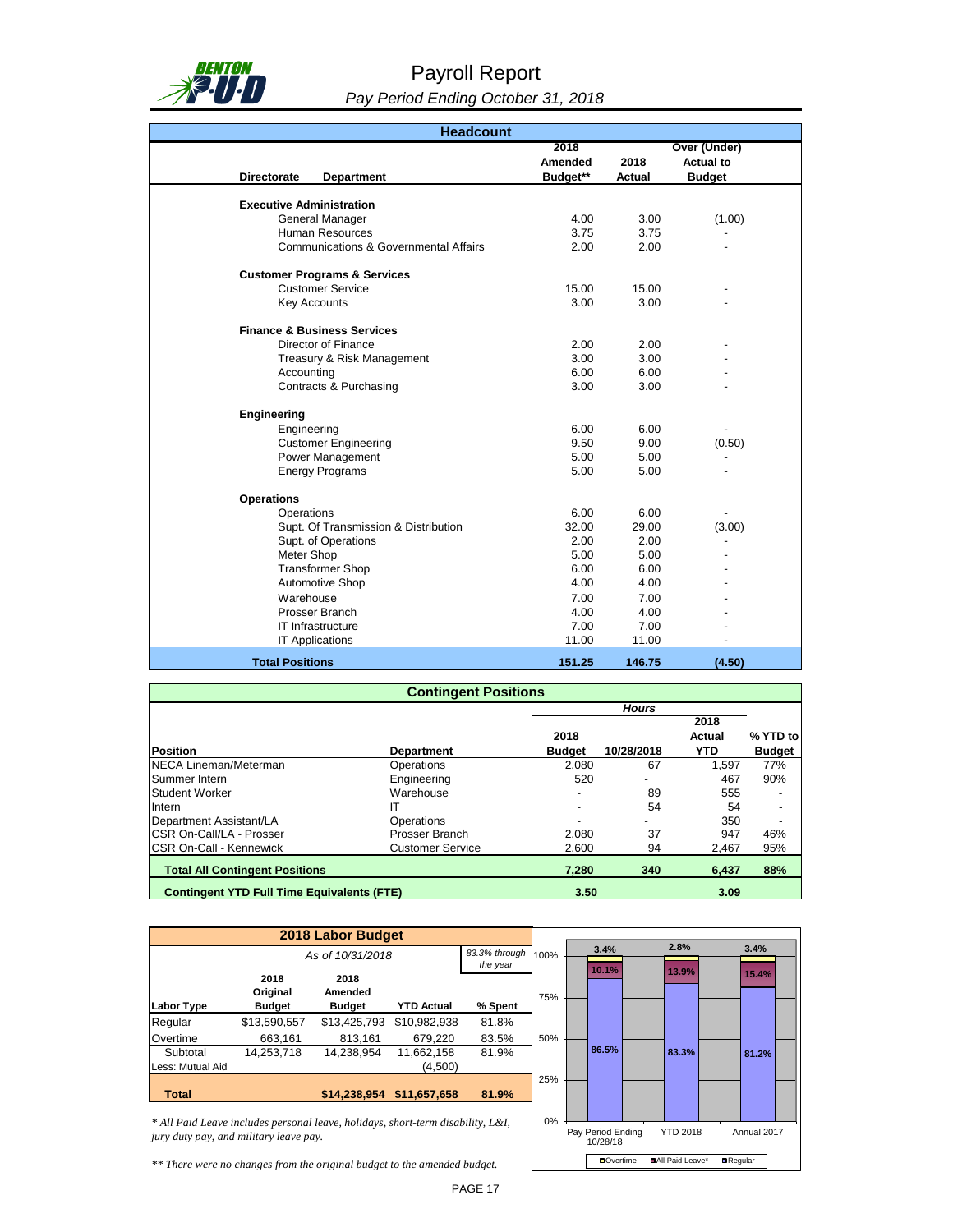# Payroll Report

*Pay Period Ending October 31, 2018*

## Headcount

| Directorate / Department | 2018 Amended Budget** | 2018 Actual | Over (Under) Actual to Budget |
|---|---|---|---|
| **Executive Administration** | | | |
| General Manager | 4.00 | 3.00 | (1.00) |
| Human Resources | 3.75 | 3.75 | - |
| Communications & Governmental Affairs | 2.00 | 2.00 | - |
| **Customer Programs & Services** | | | |
| Customer Service | 15.00 | 15.00 | - |
| Key Accounts | 3.00 | 3.00 | - |
| **Finance & Business Services** | | | |
| Director of Finance | 2.00 | 2.00 | - |
| Treasury & Risk Management | 3.00 | 3.00 | - |
| Accounting | 6.00 | 6.00 | - |
| Contracts & Purchasing | 3.00 | 3.00 | - |
| **Engineering** | | | |
| Engineering | 6.00 | 6.00 | - |
| Customer Engineering | 9.50 | 9.00 | (0.50) |
| Power Management | 5.00 | 5.00 | - |
| Energy Programs | 5.00 | 5.00 | - |
| **Operations** | | | |
| Operations | 6.00 | 6.00 | - |
| Supt. Of Transmission & Distribution | 32.00 | 29.00 | (3.00) |
| Supt. of Operations | 2.00 | 2.00 | - |
| Meter Shop | 5.00 | 5.00 | - |
| Transformer Shop | 6.00 | 6.00 | - |
| Automotive Shop | 4.00 | 4.00 | - |
| Warehouse | 7.00 | 7.00 | - |
| Prosser Branch | 4.00 | 4.00 | - |
| IT Infrastructure | 7.00 | 7.00 | - |
| IT Applications | 11.00 | 11.00 | - |
| **Total Positions** | **151.25** | **146.75** | **(4.50)** |

## Contingent Positions

| Position | Department | Hours: 2018 Budget | Hours: 10/28/2018 | Hours: 2018 Actual YTD | % YTD to Budget |
|---|---|---|---|---|---|
| NECA Lineman/Meterman | Operations | 2,080 | 67 | 1,597 | 77% |
| Summer Intern | Engineering | 520 | - | 467 | 90% |
| Student Worker | Warehouse | - | 89 | 555 | - |
| Intern | IT | - | 54 | 54 | - |
| Department Assistant/LA | Operations | - | - | 350 | - |
| CSR On-Call/LA - Prosser | Prosser Branch | 2,080 | 37 | 947 | 46% |
| CSR On-Call - Kennewick | Customer Service | 2,600 | 94 | 2,467 | 95% |
| **Total All Contingent Positions** | | **7,280** | **340** | **6,437** | **88%** |
| **Contingent YTD Full Time Equivalents (FTE)** | | **3.50** | | **3.09** | |

## 2018 Labor Budget

*As of 10/31/2018* — *83.3% through the year*

| Labor Type | 2018 Original Budget | 2018 Amended Budget | YTD Actual | % Spent |
|---|---|---|---|---|
| Regular | $13,590,557 | $13,425,793 | $10,982,938 | 81.8% |
| Overtime | 663,161 | 813,161 | 679,220 | 83.5% |
| Subtotal | 14,253,718 | 14,238,954 | 11,662,158 | 81.9% |
| Less: Mutual Aid | | | (4,500) | |
| **Total** | | **$14,238,954** | **$11,657,658** | **81.9%** |

100%
75%
50%
25%
0%

Pay Period Ending 10/28/18: 3.4%, 10.1%, 86.5%
YTD 2018: 2.8%, 13.9%, 83.3%
Annual 2017: 3.4%, 15.4%, 81.2%

Overtime | All Paid Leave* | Regular

*\* All Paid Leave includes personal leave, holidays, short-term disability, L&I, jury duty pay, and military leave pay.*

*\*\* There were no changes from the original budget to the amended budget.*